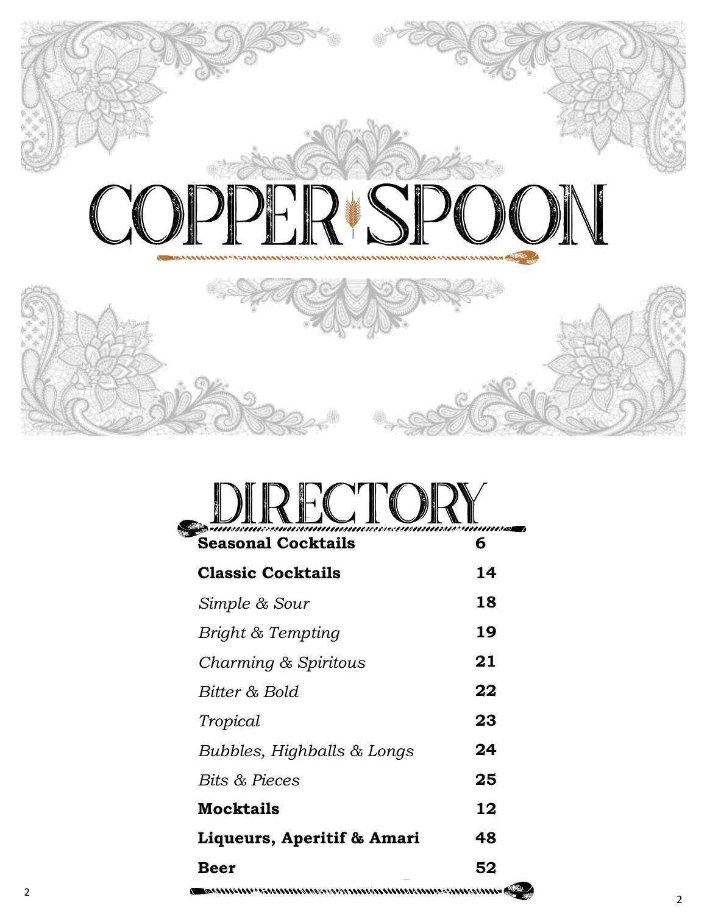# COPPER SPOON

## DIRECTORY

| | |
|---|---|
| **Seasonal Cocktails** | **6** |
| **Classic Cocktails** | **14** |
| *Simple & Sour* | **18** |
| *Bright & Tempting* | **19** |
| *Charming & Spiritous* | **21** |
| *Bitter & Bold* | **22** |
| *Tropical* | **23** |
| *Bubbles, Highballs & Longs* | **24** |
| *Bits & Pieces* | **25** |
| **Mocktails** | **12** |
| **Liqueurs, Aperitif & Amari** | **48** |
| **Beer** | **52** |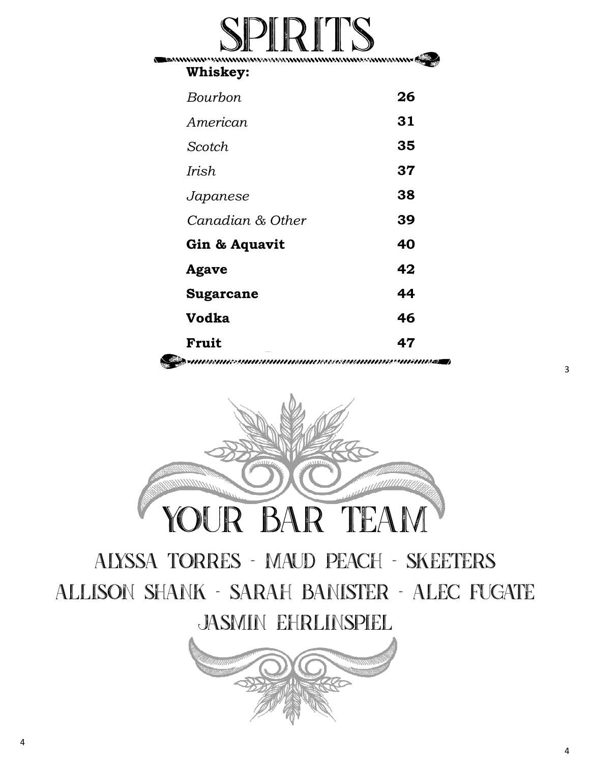# SPIRITS

| | |
|---|---|
| **Whiskey:** | |
| *Bourbon* | **26** |
| *American* | **31** |
| *Scotch* | **35** |
| *Irish* | **37** |
| *Japanese* | **38** |
| *Canadian & Other* | **39** |
| **Gin & Aquavit** | **40** |
| **Agave** | **42** |
| **Sugarcane** | **44** |
| **Vodka** | **46** |
| **Fruit** | **47** |

# YOUR BAR TEAM

ALYSSA TORRES - MAUD PEACH - SKEETERS

ALLISON SHANK - SARAH BANISTER - ALEC FUGATE

JASMIN EHRLINSPIEL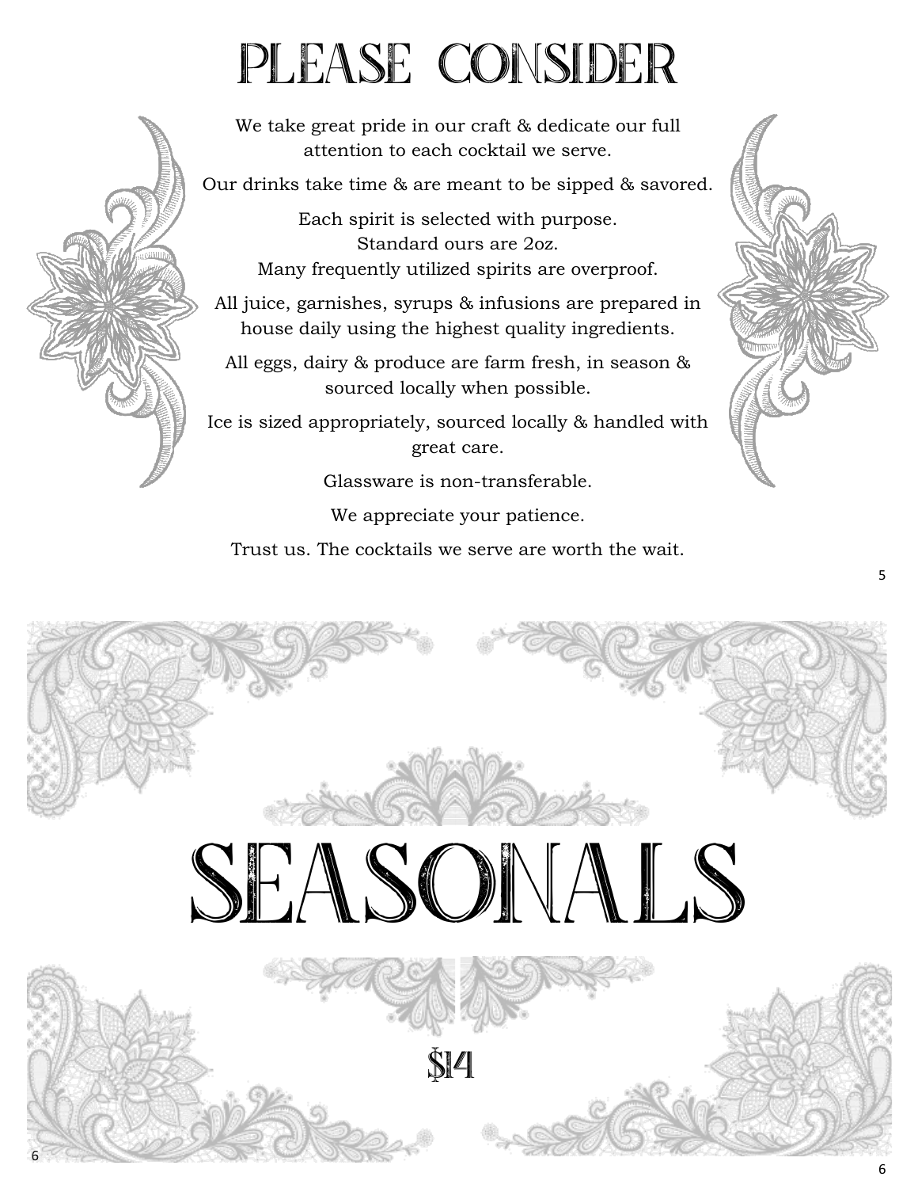# PLEASE CONSIDER

We take great pride in our craft & dedicate our full attention to each cocktail we serve.

Our drinks take time & are meant to be sipped & savored.

Each spirit is selected with purpose.
Standard ours are 2oz.
Many frequently utilized spirits are overproof.

All juice, garnishes, syrups & infusions are prepared in house daily using the highest quality ingredients.

All eggs, dairy & produce are farm fresh, in season & sourced locally when possible.

Ice is sized appropriately, sourced locally & handled with great care.

Glassware is non-transferable.

We appreciate your patience.

Trust us. The cocktails we serve are worth the wait.

# SEASONALS

$14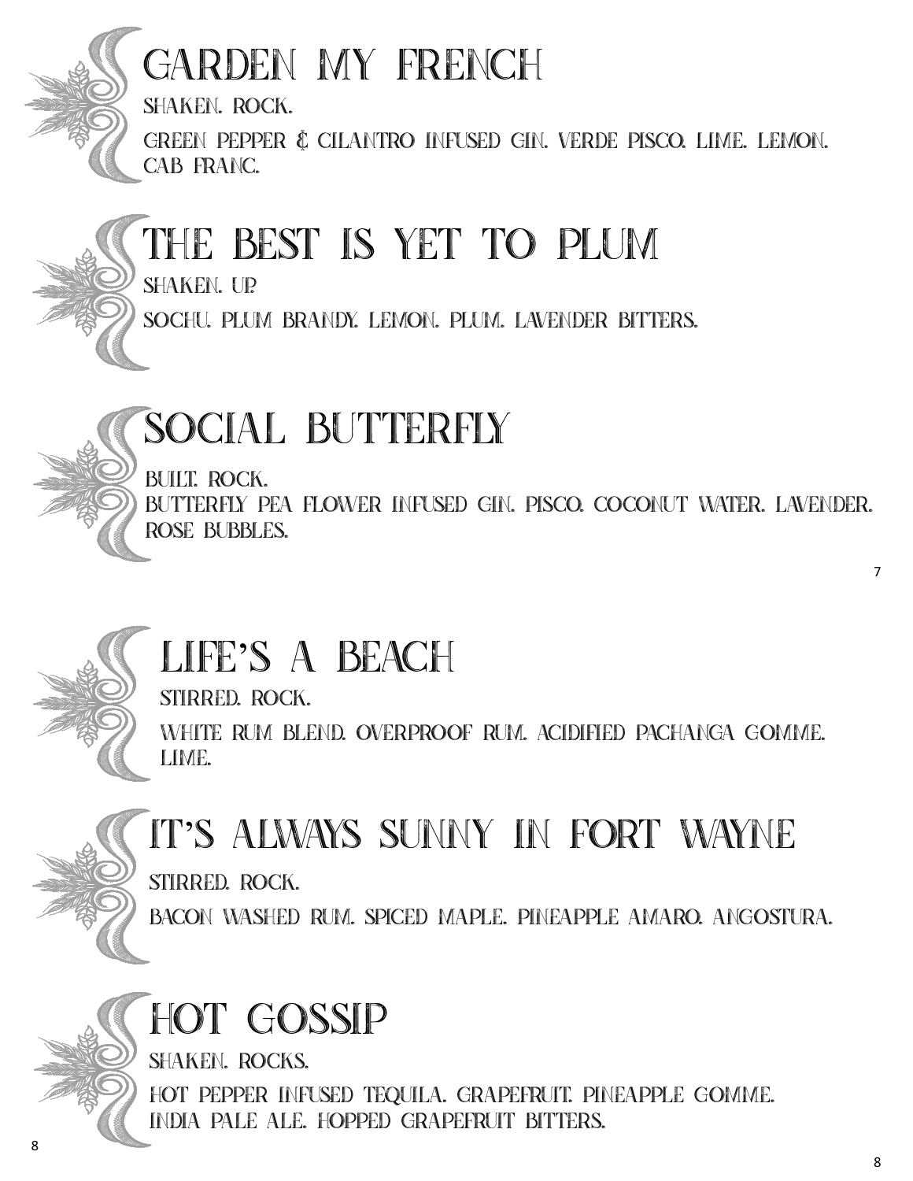## GARDEN MY FRENCH

SHAKEN. ROCK.

GREEN PEPPER & CILANTRO INFUSED GIN. VERDE PISCO. LIME. LEMON. CAB FRANC.

## THE BEST IS YET TO PLUM

SHAKEN. UP.

SOCHU. PLUM BRANDY. LEMON. PLUM. LAVENDER BITTERS.

## SOCIAL BUTTERFLY

BUILT. ROCK.

BUTTERFLY PEA FLOWER INFUSED GIN. PISCO. COCONUT WATER. LAVENDER. ROSE BUBBLES.

## LIFE'S A BEACH

STIRRED. ROCK.

WHITE RUM BLEND. OVERPROOF RUM. ACIDIFIED PACHANGA GOMME. LIME.

## IT'S ALWAYS SUNNY IN FORT WAYNE

STIRRED. ROCK.

BACON WASHED RUM. SPICED MAPLE. PINEAPPLE AMARO. ANGOSTURA.

## HOT GOSSIP

SHAKEN. ROCKS.

HOT PEPPER INFUSED TEQUILA. GRAPEFRUIT. PINEAPPLE GOMME. INDIA PALE ALE. HOPPED GRAPEFRUIT BITTERS.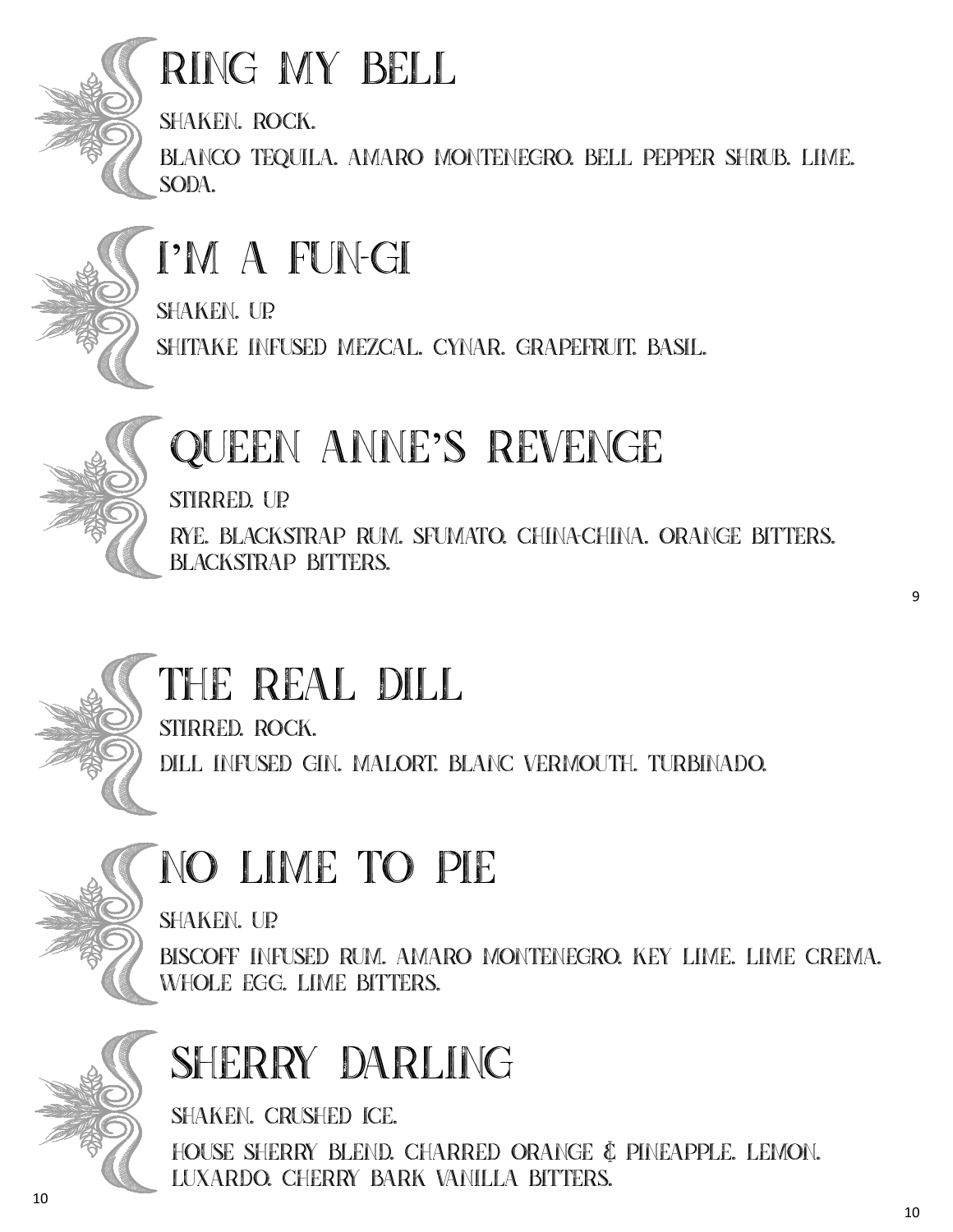## RING MY BELL

SHAKEN. ROCK.

BLANCO TEQUILA. AMARO MONTENEGRO. BELL PEPPER SHRUB. LIME. SODA.

## I'M A FUN-GI

SHAKEN. UP.

SHITAKE INFUSED MEZCAL. CYNAR. GRAPEFRUIT. BASIL.

## QUEEN ANNE'S REVENGE

STIRRED. UP.

RYE. BLACKSTRAP RUM. SFUMATO. CHINA-CHINA. ORANGE BITTERS. BLACKSTRAP BITTERS.

## THE REAL DILL

STIRRED. ROCK.

DILL INFUSED GIN. MALORT. BLANC VERMOUTH. TURBINADO.

## NO LIME TO PIE

SHAKEN. UP.

BISCOFF INFUSED RUM. AMARO MONTENEGRO. KEY LIME. LIME CREMA. WHOLE EGG. LIME BITTERS.

## SHERRY DARLING

SHAKEN. CRUSHED ICE.

HOUSE SHERRY BLEND. CHARRED ORANGE & PINEAPPLE. LEMON. LUXARDO. CHERRY BARK VANILLA BITTERS.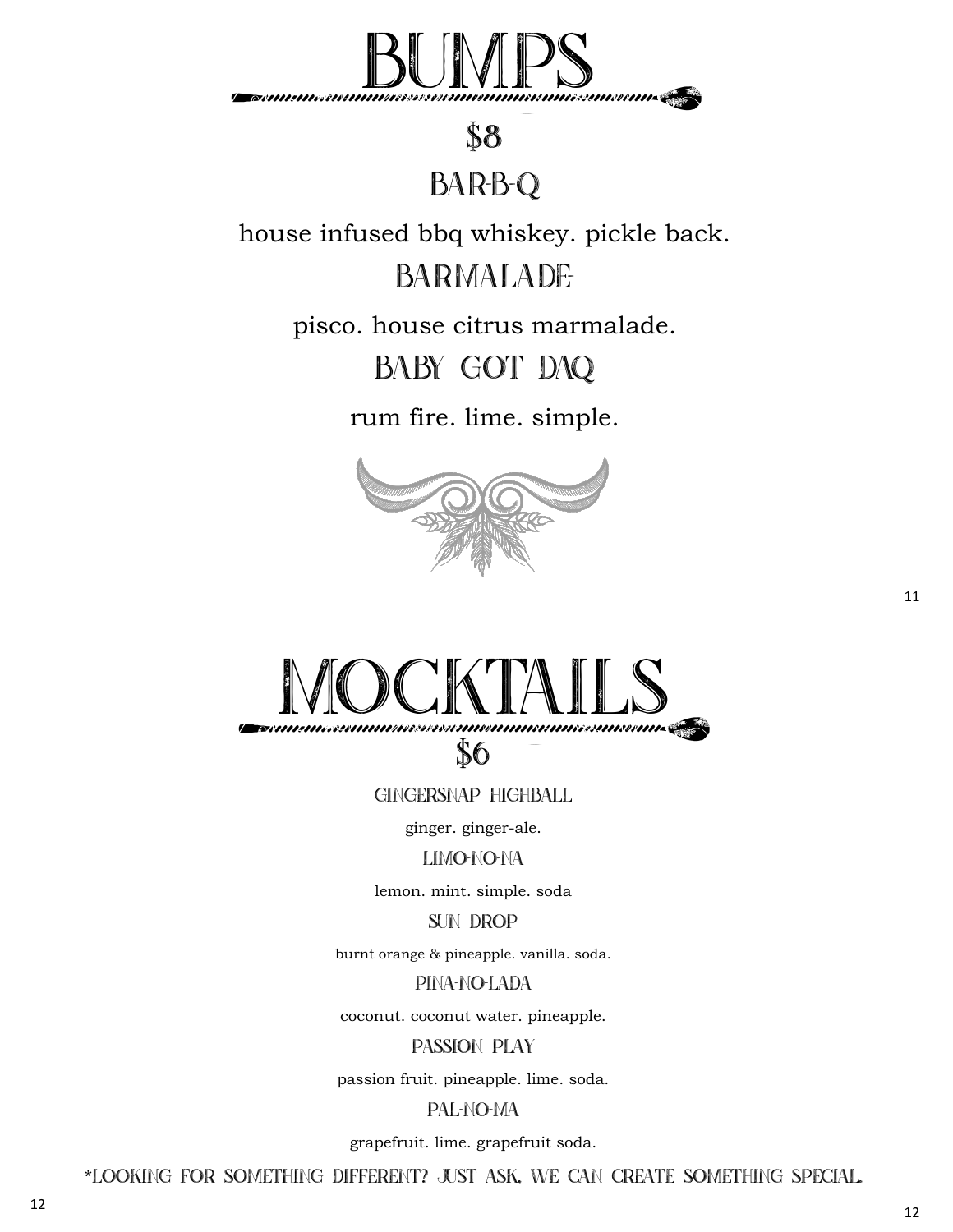# BUMPS

## $8

### BAR-B-Q

house infused bbq whiskey. pickle back.

### BARMALADE

pisco. house citrus marmalade.

### BABY GOT DAQ

rum fire. lime. simple.

# MOCKTAILS

## $6

### GINGERSNAP HIGHBALL

ginger. ginger-ale.

### LIMO-NO-NA

lemon. mint. simple. soda

### SUN DROP

burnt orange & pineapple. vanilla. soda.

### PINA-NO-LADA

coconut. coconut water. pineapple.

### PASSION PLAY

passion fruit. pineapple. lime. soda.

### PAL-NO-MA

grapefruit. lime. grapefruit soda.

*LOOKING FOR SOMETHING DIFFERENT? JUST ASK. WE CAN CREATE SOMETHING SPECIAL.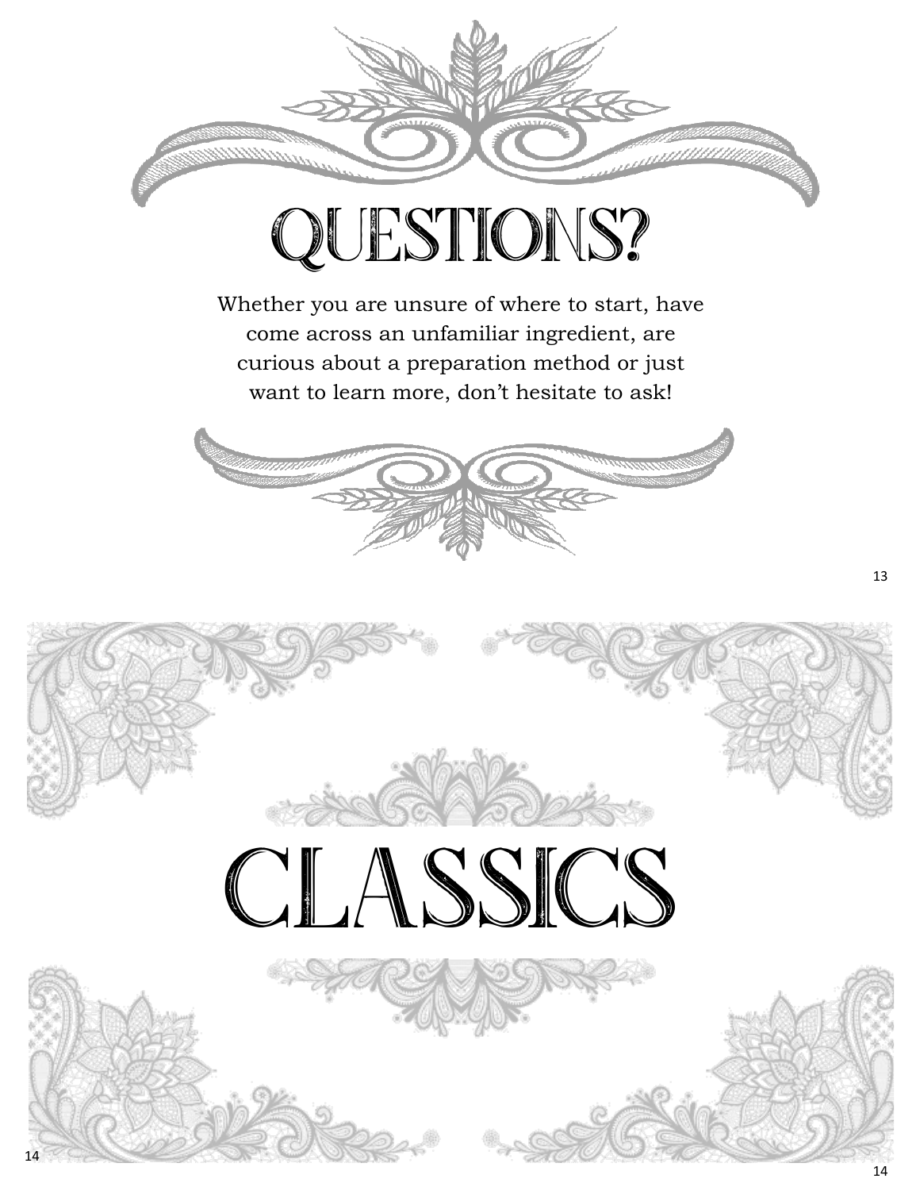# QUESTIONS?

Whether you are unsure of where to start, have come across an unfamiliar ingredient, are curious about a preparation method or just want to learn more, don't hesitate to ask!

# CLASSICS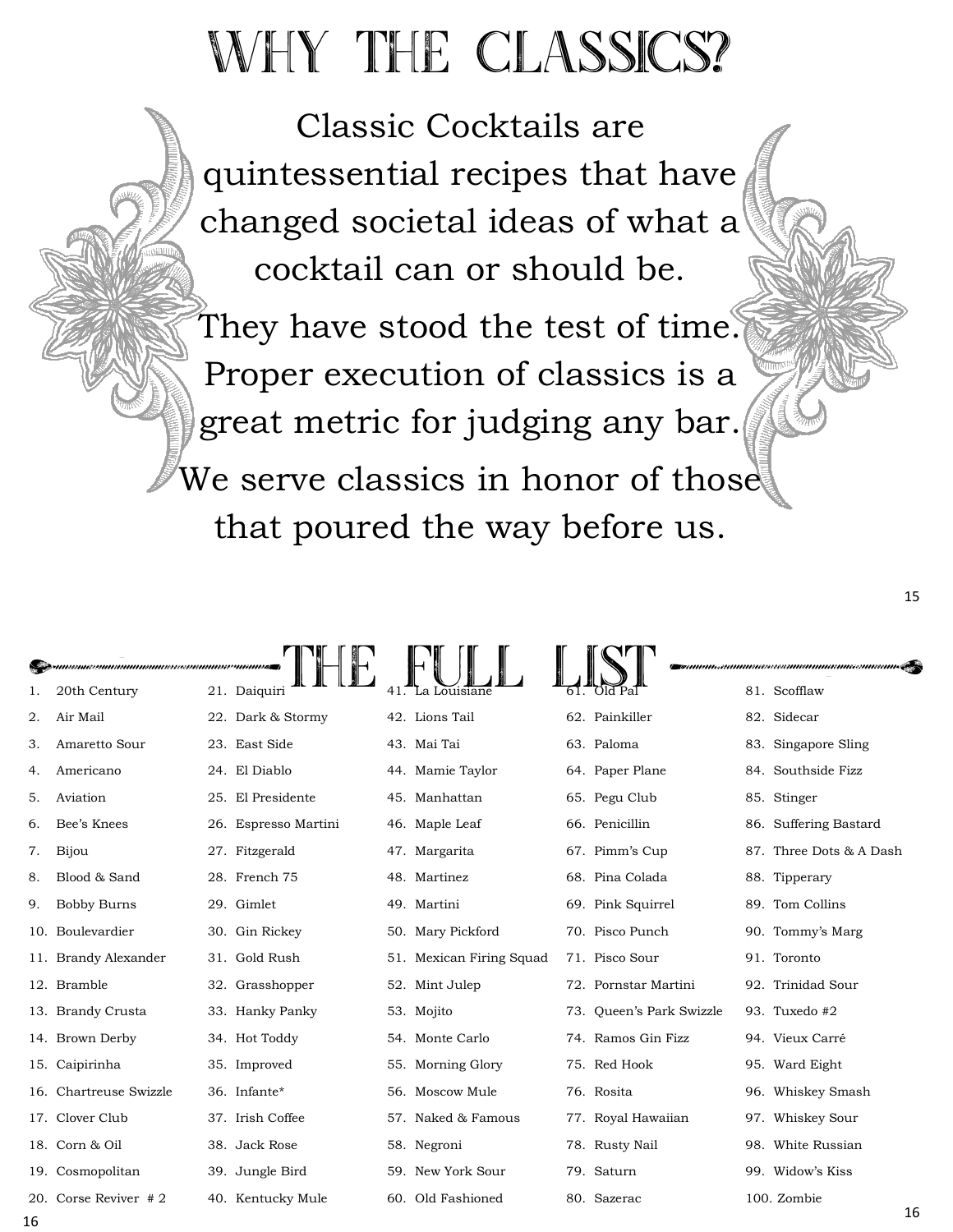# WHY THE CLASSICS?

Classic Cocktails are quintessential recipes that have changed societal ideas of what a cocktail can or should be.

They have stood the test of time. Proper execution of classics is a great metric for judging any bar.

We serve classics in honor of those that poured the way before us.

# THE FULL LIST

1. 20th Century
2. Air Mail
3. Amaretto Sour
4. Americano
5. Aviation
6. Bee's Knees
7. Bijou
8. Blood & Sand
9. Bobby Burns
10. Boulevardier
11. Brandy Alexander
12. Bramble
13. Brandy Crusta
14. Brown Derby
15. Caipirinha
16. Chartreuse Swizzle
17. Clover Club
18. Corn & Oil
19. Cosmopolitan
20. Corse Reviver # 2
21. Daiquiri
22. Dark & Stormy
23. East Side
24. El Diablo
25. El Presidente
26. Espresso Martini
27. Fitzgerald
28. French 75
29. Gimlet
30. Gin Rickey
31. Gold Rush
32. Grasshopper
33. Hanky Panky
34. Hot Toddy
35. Improved
36. Infante*
37. Irish Coffee
38. Jack Rose
39. Jungle Bird
40. Kentucky Mule
41. La Louisiane
42. Lions Tail
43. Mai Tai
44. Mamie Taylor
45. Manhattan
46. Maple Leaf
47. Margarita
48. Martinez
49. Martini
50. Mary Pickford
51. Mexican Firing Squad
52. Mint Julep
53. Mojito
54. Monte Carlo
55. Morning Glory
56. Moscow Mule
57. Naked & Famous
58. Negroni
59. New York Sour
60. Old Fashioned
61. Old Pal
62. Painkiller
63. Paloma
64. Paper Plane
65. Pegu Club
66. Penicillin
67. Pimm's Cup
68. Pina Colada
69. Pink Squirrel
70. Pisco Punch
71. Pisco Sour
72. Pornstar Martini
73. Queen's Park Swizzle
74. Ramos Gin Fizz
75. Red Hook
76. Rosita
77. Royal Hawaiian
78. Rusty Nail
79. Saturn
80. Sazerac
81. Scofflaw
82. Sidecar
83. Singapore Sling
84. Southside Fizz
85. Stinger
86. Suffering Bastard
87. Three Dots & A Dash
88. Tipperary
89. Tom Collins
90. Tommy's Marg
91. Toronto
92. Trinidad Sour
93. Tuxedo #2
94. Vieux Carré
95. Ward Eight
96. Whiskey Smash
97. Whiskey Sour
98. White Russian
99. Widow's Kiss
100. Zombie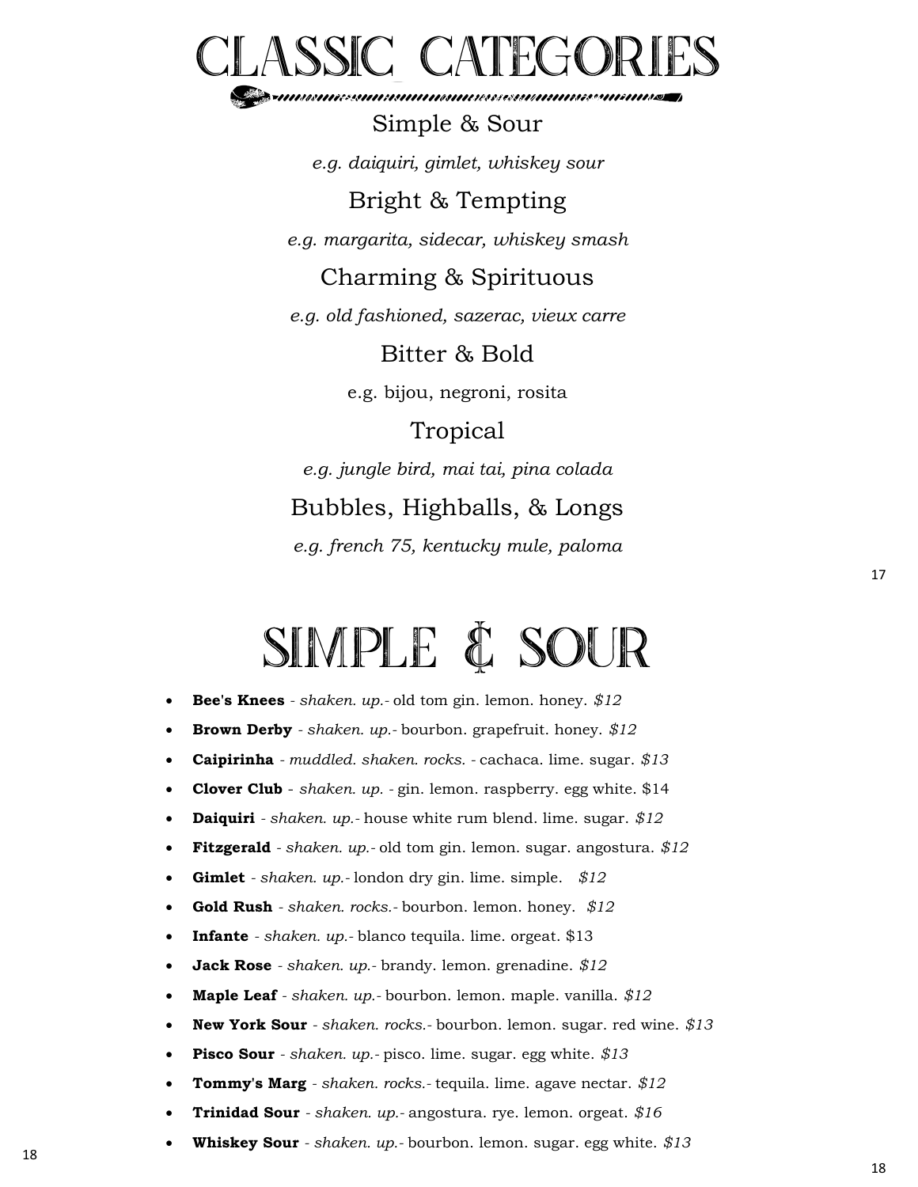# CLASSIC CATEGORIES

Simple & Sour

*e.g. daiquiri, gimlet, whiskey sour*

Bright & Tempting

*e.g. margarita, sidecar, whiskey smash*

Charming & Spirituous

*e.g. old fashioned, sazerac, vieux carre*

Bitter & Bold

e.g. bijou, negroni, rosita

Tropical

*e.g. jungle bird, mai tai, pina colada*

Bubbles, Highballs, & Longs

*e.g. french 75, kentucky mule, paloma*

# SIMPLE & SOUR

- **Bee's Knees** - *shaken. up.*- old tom gin. lemon. honey. *$12*
- **Brown Derby** - *shaken. up.*- bourbon. grapefruit. honey. *$12*
- **Caipirinha** - *muddled. shaken. rocks.* - cachaca. lime. sugar. *$13*
- **Clover Club** - *shaken. up.* - gin. lemon. raspberry. egg white. $14
- **Daiquiri** - *shaken. up.*- house white rum blend. lime. sugar. *$12*
- **Fitzgerald** - *shaken. up.*- old tom gin. lemon. sugar. angostura. *$12*
- **Gimlet** - *shaken. up.*- london dry gin. lime. simple. *$12*
- **Gold Rush** - *shaken. rocks.*- bourbon. lemon. honey. *$12*
- **Infante** - *shaken. up.*- blanco tequila. lime. orgeat. $13
- **Jack Rose** - *shaken. up.*- brandy. lemon. grenadine. *$12*
- **Maple Leaf** - *shaken. up.*- bourbon. lemon. maple. vanilla. *$12*
- **New York Sour** - *shaken. rocks.*- bourbon. lemon. sugar. red wine. *$13*
- **Pisco Sour** - *shaken. up.*- pisco. lime. sugar. egg white. *$13*
- **Tommy's Marg** - *shaken. rocks.*- tequila. lime. agave nectar. *$12*
- **Trinidad Sour** - *shaken. up.*- angostura. rye. lemon. orgeat. *$16*
- **Whiskey Sour** - *shaken. up.*- bourbon. lemon. sugar. egg white. *$13*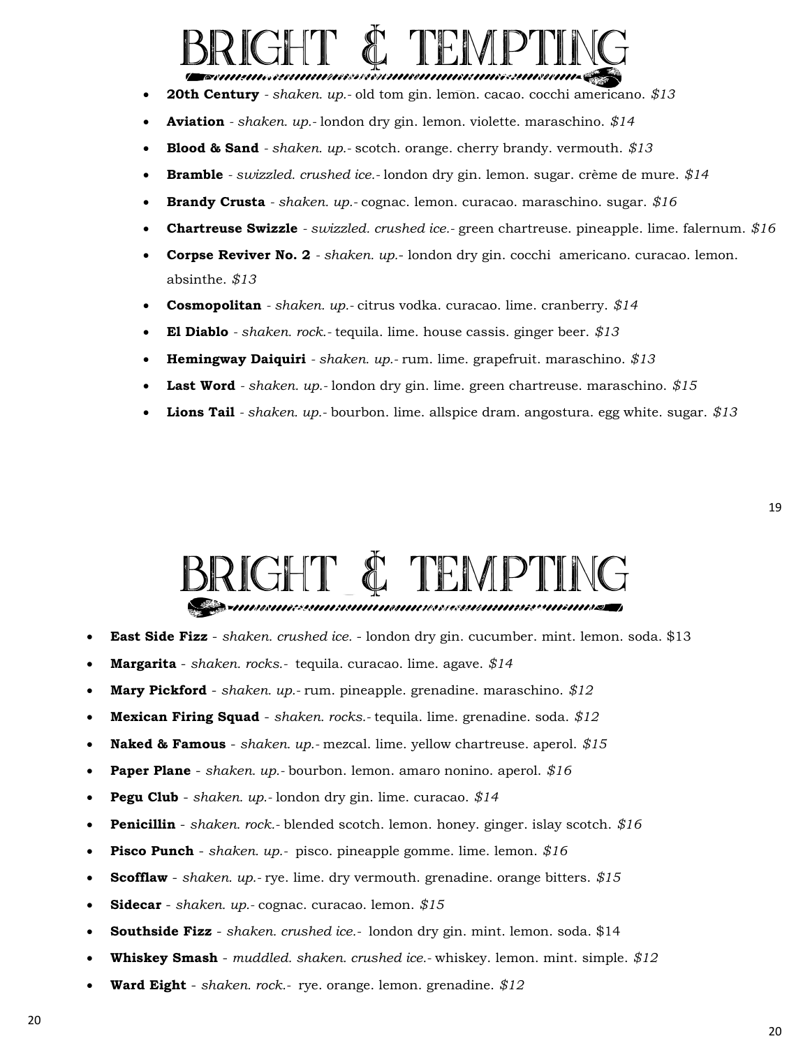# BRIGHT & TEMPTING

- **20th Century** - *shaken. up.-* old tom gin. lemon. cacao. cocchi americano. *$13*
- **Aviation** - *shaken. up.-* london dry gin. lemon. violette. maraschino. *$14*
- **Blood & Sand** - *shaken. up.-* scotch. orange. cherry brandy. vermouth. *$13*
- **Bramble** - *swizzled. crushed ice.-* london dry gin. lemon. sugar. crème de mure. *$14*
- **Brandy Crusta** - *shaken. up.-* cognac. lemon. curacao. maraschino. sugar. *$16*
- **Chartreuse Swizzle** - *swizzled. crushed ice.-* green chartreuse. pineapple. lime. falernum. *$16*
- **Corpse Reviver No. 2** - *shaken. up.-* london dry gin. cocchi americano. curacao. lemon. absinthe. *$13*
- **Cosmopolitan** - *shaken. up.-* citrus vodka. curacao. lime. cranberry. *$14*
- **El Diablo** - *shaken. rock.-* tequila. lime. house cassis. ginger beer. *$13*
- **Hemingway Daiquiri** - *shaken. up.-* rum. lime. grapefruit. maraschino. *$13*
- **Last Word** - *shaken. up.-* london dry gin. lime. green chartreuse. maraschino. *$15*
- **Lions Tail** - *shaken. up.-* bourbon. lime. allspice dram. angostura. egg white. sugar. *$13*

# BRIGHT & TEMPTING

- **East Side Fizz** - *shaken. crushed ice.* - london dry gin. cucumber. mint. lemon. soda. $13
- **Margarita** - *shaken. rocks.-* tequila. curacao. lime. agave. *$14*
- **Mary Pickford** - *shaken. up.-* rum. pineapple. grenadine. maraschino. *$12*
- **Mexican Firing Squad** - *shaken. rocks.-* tequila. lime. grenadine. soda. *$12*
- **Naked & Famous** - *shaken. up.-* mezcal. lime. yellow chartreuse. aperol. *$15*
- **Paper Plane** - *shaken. up.-* bourbon. lemon. amaro nonino. aperol. *$16*
- **Pegu Club** - *shaken. up.-* london dry gin. lime. curacao. *$14*
- **Penicillin** - *shaken. rock.-* blended scotch. lemon. honey. ginger. islay scotch. *$16*
- **Pisco Punch** - *shaken. up.-* pisco. pineapple gomme. lime. lemon. *$16*
- **Scofflaw** - *shaken. up.-* rye. lime. dry vermouth. grenadine. orange bitters. *$15*
- **Sidecar** - *shaken. up.-* cognac. curacao. lemon. *$15*
- **Southside Fizz** - *shaken. crushed ice.-* london dry gin. mint. lemon. soda. $14
- **Whiskey Smash** - *muddled. shaken. crushed ice.-* whiskey. lemon. mint. simple. *$12*
- **Ward Eight** - *shaken. rock.-* rye. orange. lemon. grenadine. *$12*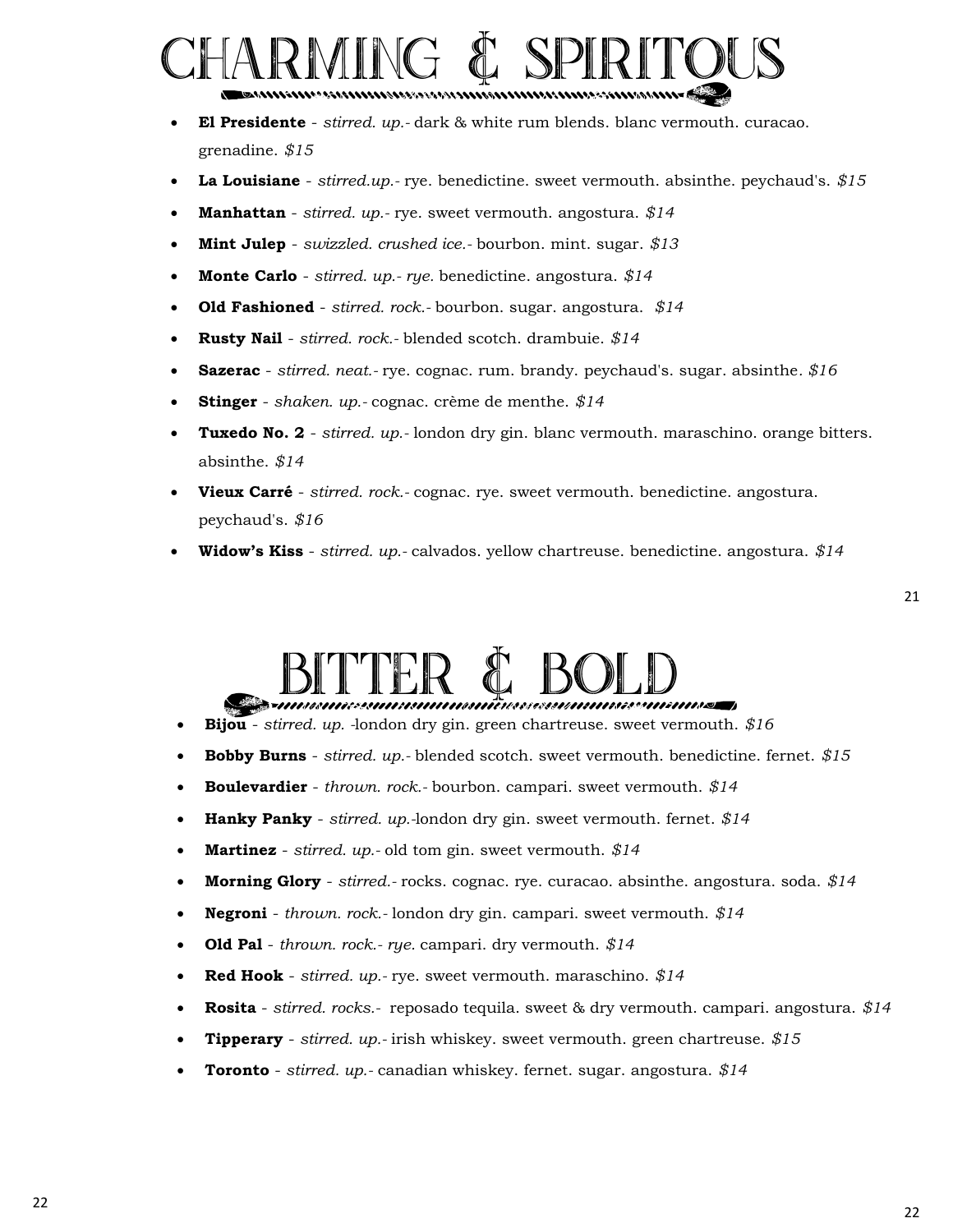# CHARMING & SPIRITOUS

- **El Presidente** - *stirred. up.*- dark & white rum blends. blanc vermouth. curacao. grenadine. *$15*
- **La Louisiane** - *stirred.up.*- rye. benedictine. sweet vermouth. absinthe. peychaud's. *$15*
- **Manhattan** - *stirred. up.*- rye. sweet vermouth. angostura. *$14*
- **Mint Julep** - *swizzled. crushed ice.*- bourbon. mint. sugar. *$13*
- **Monte Carlo** - *stirred. up.- rye.* benedictine. angostura. *$14*
- **Old Fashioned** - *stirred. rock.*- bourbon. sugar. angostura. *$14*
- **Rusty Nail** - *stirred. rock.*- blended scotch. drambuie. *$14*
- **Sazerac** - *stirred. neat.*- rye. cognac. rum. brandy. peychaud's. sugar. absinthe. *$16*
- **Stinger** - *shaken. up.*- cognac. crème de menthe. *$14*
- **Tuxedo No. 2** - *stirred. up.*- london dry gin. blanc vermouth. maraschino. orange bitters. absinthe. *$14*
- **Vieux Carré** - *stirred. rock.*- cognac. rye. sweet vermouth. benedictine. angostura. peychaud's. *$16*
- **Widow's Kiss** - *stirred. up.*- calvados. yellow chartreuse. benedictine. angostura. *$14*

# BITTER & BOLD

- **Bijou** - *stirred. up.* -london dry gin. green chartreuse. sweet vermouth. *$16*
- **Bobby Burns** - *stirred. up.*- blended scotch. sweet vermouth. benedictine. fernet. *$15*
- **Boulevardier** - *thrown. rock.*- bourbon. campari. sweet vermouth. *$14*
- **Hanky Panky** - *stirred. up.*-london dry gin. sweet vermouth. fernet. *$14*
- **Martinez** - *stirred. up.*- old tom gin. sweet vermouth. *$14*
- **Morning Glory** - *stirred.*- rocks. cognac. rye. curacao. absinthe. angostura. soda. *$14*
- **Negroni** - *thrown. rock.*- london dry gin. campari. sweet vermouth. *$14*
- **Old Pal** - *thrown. rock.- rye.* campari. dry vermouth. *$14*
- **Red Hook** - *stirred. up.*- rye. sweet vermouth. maraschino. *$14*
- **Rosita** - *stirred. rocks.*- reposado tequila. sweet & dry vermouth. campari. angostura. *$14*
- **Tipperary** - *stirred. up.*- irish whiskey. sweet vermouth. green chartreuse. *$15*
- **Toronto** - *stirred. up.*- canadian whiskey. fernet. sugar. angostura. *$14*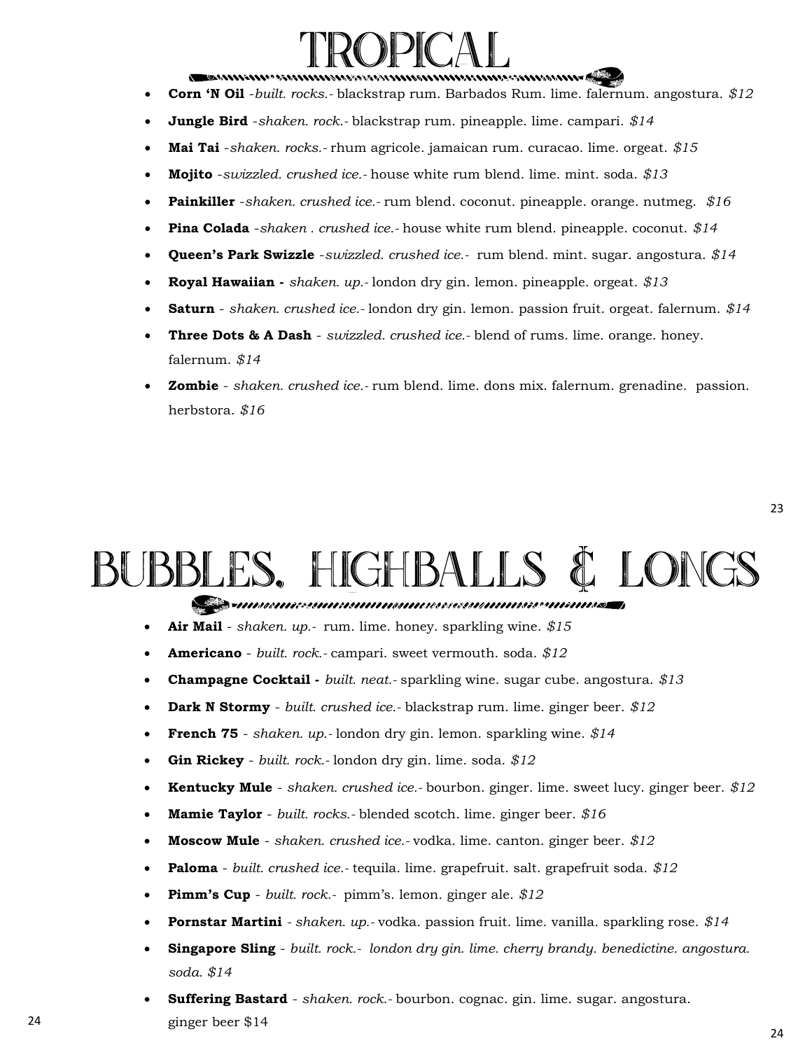# TROPICAL

- **Corn 'N Oil** -*built. rocks.*- blackstrap rum. Barbados Rum. lime. falernum. angostura. *$12*
- **Jungle Bird** -*shaken. rock.*- blackstrap rum. pineapple. lime. campari. *$14*
- **Mai Tai** -*shaken. rocks.*- rhum agricole. jamaican rum. curacao. lime. orgeat. *$15*
- **Mojito** -*swizzled. crushed ice.*- house white rum blend. lime. mint. soda. *$13*
- **Painkiller** -*shaken. crushed ice.*- rum blend. coconut. pineapple. orange. nutmeg. *$16*
- **Pina Colada** -*shaken . crushed ice.*- house white rum blend. pineapple. coconut. *$14*
- **Queen's Park Swizzle** -*swizzled. crushed ice.*- rum blend. mint. sugar. angostura. *$14*
- **Royal Hawaiian -** *shaken. up.*- london dry gin. lemon. pineapple. orgeat. *$13*
- **Saturn** - *shaken. crushed ice.*- london dry gin. lemon. passion fruit. orgeat. falernum. *$14*
- **Three Dots & A Dash** - *swizzled. crushed ice.*- blend of rums. lime. orange. honey. falernum. *$14*
- **Zombie** - *shaken. crushed ice.*- rum blend. lime. dons mix. falernum. grenadine. passion. herbstora. *$16*

# BUBBLES, HIGHBALLS & LONGS

- **Air Mail** - *shaken. up.*- rum. lime. honey. sparkling wine. *$15*
- **Americano** - *built. rock.*- campari. sweet vermouth. soda. *$12*
- **Champagne Cocktail -** *built. neat.*- sparkling wine. sugar cube. angostura. *$13*
- **Dark N Stormy** - *built. crushed ice.*- blackstrap rum. lime. ginger beer. *$12*
- **French 75** - *shaken. up.*- london dry gin. lemon. sparkling wine. *$14*
- **Gin Rickey** - *built. rock.*- london dry gin. lime. soda. *$12*
- **Kentucky Mule** - *shaken. crushed ice.*- bourbon. ginger. lime. sweet lucy. ginger beer. *$12*
- **Mamie Taylor** - *built. rocks.*- blended scotch. lime. ginger beer. *$16*
- **Moscow Mule** - *shaken. crushed ice.*- vodka. lime. canton. ginger beer. *$12*
- **Paloma** - *built. crushed ice.*- tequila. lime. grapefruit. salt. grapefruit soda. *$12*
- **Pimm's Cup** - *built. rock.*- pimm's. lemon. ginger ale. *$12*
- **Pornstar Martini** - *shaken. up.*- vodka. passion fruit. lime. vanilla. sparkling rose. *$14*
- **Singapore Sling** - *built. rock.- london dry gin. lime. cherry brandy. benedictine. angostura. soda. $14*
- **Suffering Bastard** - *shaken. rock.*- bourbon. cognac. gin. lime. sugar. angostura. ginger beer $14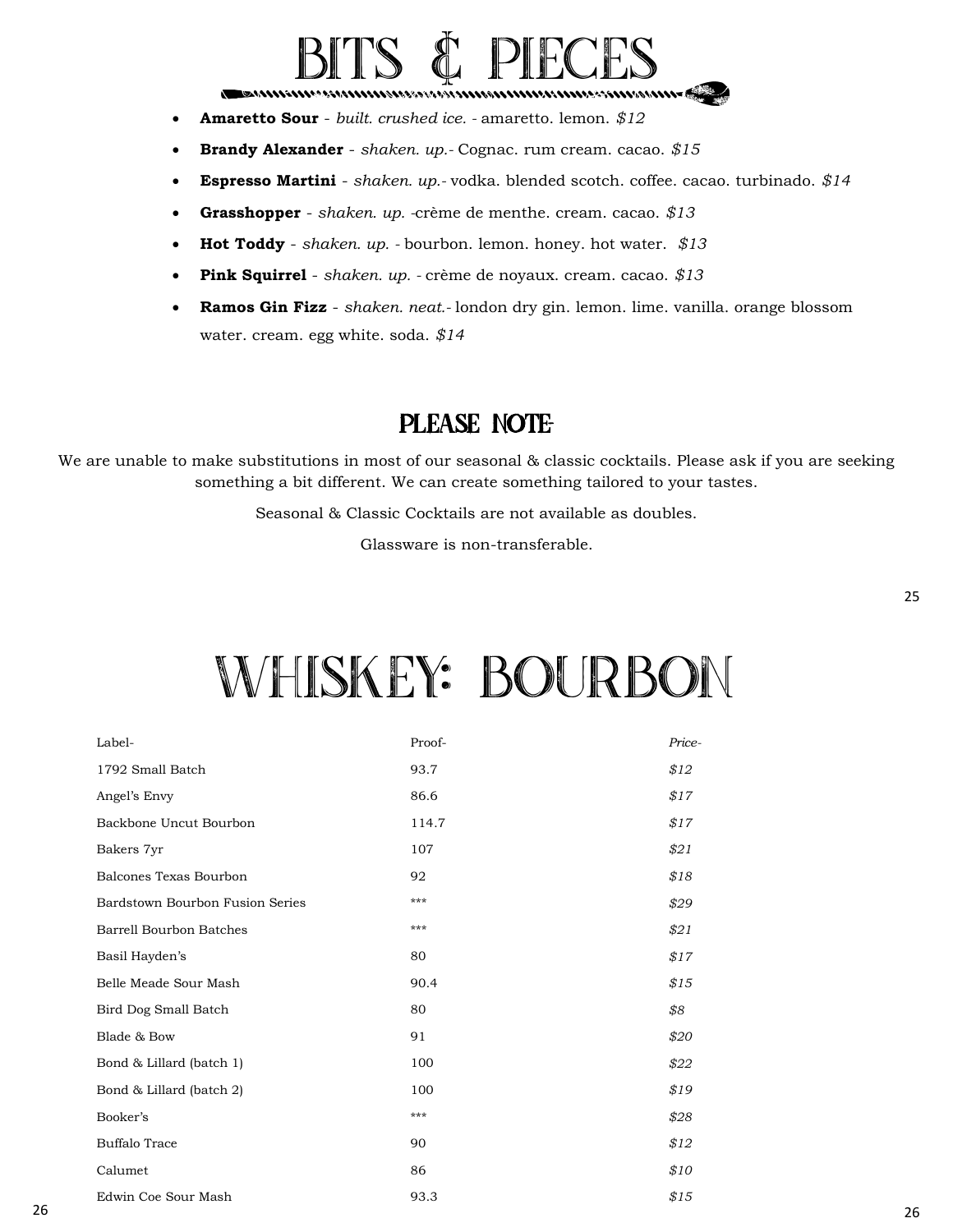# BITS & PIECES

- **Amaretto Sour** - *built. crushed ice.* - amaretto. lemon. *$12*
- **Brandy Alexander** - *shaken. up.*- Cognac. rum cream. cacao. *$15*
- **Espresso Martini** - *shaken. up.*- vodka. blended scotch. coffee. cacao. turbinado. *$14*
- **Grasshopper** - *shaken. up.* -crème de menthe. cream. cacao. *$13*
- **Hot Toddy** - *shaken. up.* - bourbon. lemon. honey. hot water. *$13*
- **Pink Squirrel** - *shaken. up.* - crème de noyaux. cream. cacao. *$13*
- **Ramos Gin Fizz** - *shaken. neat.*- london dry gin. lemon. lime. vanilla. orange blossom water. cream. egg white. soda. *$14*

## PLEASE NOTE-

We are unable to make substitutions in most of our seasonal & classic cocktails. Please ask if you are seeking something a bit different. We can create something tailored to your tastes.

Seasonal & Classic Cocktails are not available as doubles.

Glassware is non-transferable.

# WHISKEY: BOURBON

| Label- | Proof- | *Price-* |
| --- | --- | --- |
| 1792 Small Batch | 93.7 | *$12* |
| Angel's Envy | 86.6 | *$17* |
| Backbone Uncut Bourbon | 114.7 | *$17* |
| Bakers 7yr | 107 | *$21* |
| Balcones Texas Bourbon | 92 | *$18* |
| Bardstown Bourbon Fusion Series | *** | *$29* |
| Barrell Bourbon Batches | *** | *$21* |
| Basil Hayden's | 80 | *$17* |
| Belle Meade Sour Mash | 90.4 | *$15* |
| Bird Dog Small Batch | 80 | *$8* |
| Blade & Bow | 91 | *$20* |
| Bond & Lillard (batch 1) | 100 | *$22* |
| Bond & Lillard (batch 2) | 100 | *$19* |
| Booker's | *** | *$28* |
| Buffalo Trace | 90 | *$12* |
| Calumet | 86 | *$10* |
| Edwin Coe Sour Mash | 93.3 | *$15* |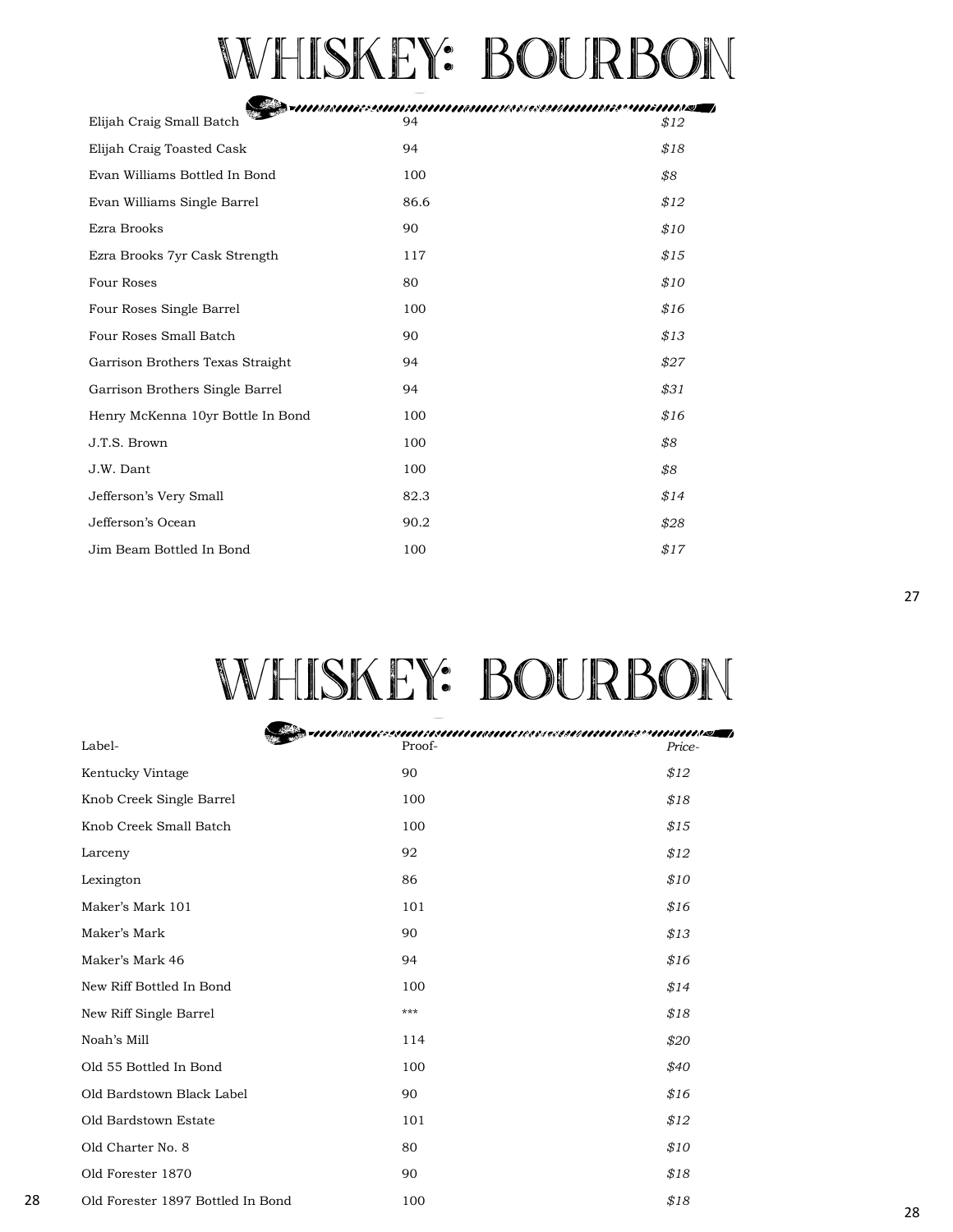# WHISKEY: BOURBON

| | | |
|---|---|---|
| Elijah Craig Small Batch | 94 | *$12* |
| Elijah Craig Toasted Cask | 94 | *$18* |
| Evan Williams Bottled In Bond | 100 | *$8* |
| Evan Williams Single Barrel | 86.6 | *$12* |
| Ezra Brooks | 90 | *$10* |
| Ezra Brooks 7yr Cask Strength | 117 | *$15* |
| Four Roses | 80 | *$10* |
| Four Roses Single Barrel | 100 | *$16* |
| Four Roses Small Batch | 90 | *$13* |
| Garrison Brothers Texas Straight | 94 | *$27* |
| Garrison Brothers Single Barrel | 94 | *$31* |
| Henry McKenna 10yr Bottle In Bond | 100 | *$16* |
| J.T.S. Brown | 100 | *$8* |
| J.W. Dant | 100 | *$8* |
| Jefferson's Very Small | 82.3 | *$14* |
| Jefferson's Ocean | 90.2 | *$28* |
| Jim Beam Bottled In Bond | 100 | *$17* |

# WHISKEY: BOURBON

| Label- | Proof- | *Price-* |
|---|---|---|
| Kentucky Vintage | 90 | *$12* |
| Knob Creek Single Barrel | 100 | *$18* |
| Knob Creek Small Batch | 100 | *$15* |
| Larceny | 92 | *$12* |
| Lexington | 86 | *$10* |
| Maker's Mark 101 | 101 | *$16* |
| Maker's Mark | 90 | *$13* |
| Maker's Mark 46 | 94 | *$16* |
| New Riff Bottled In Bond | 100 | *$14* |
| New Riff Single Barrel | *** | *$18* |
| Noah's Mill | 114 | *$20* |
| Old 55 Bottled In Bond | 100 | *$40* |
| Old Bardstown Black Label | 90 | *$16* |
| Old Bardstown Estate | 101 | *$12* |
| Old Charter No. 8 | 80 | *$10* |
| Old Forester 1870 | 90 | *$18* |
| Old Forester 1897 Bottled In Bond | 100 | *$18* |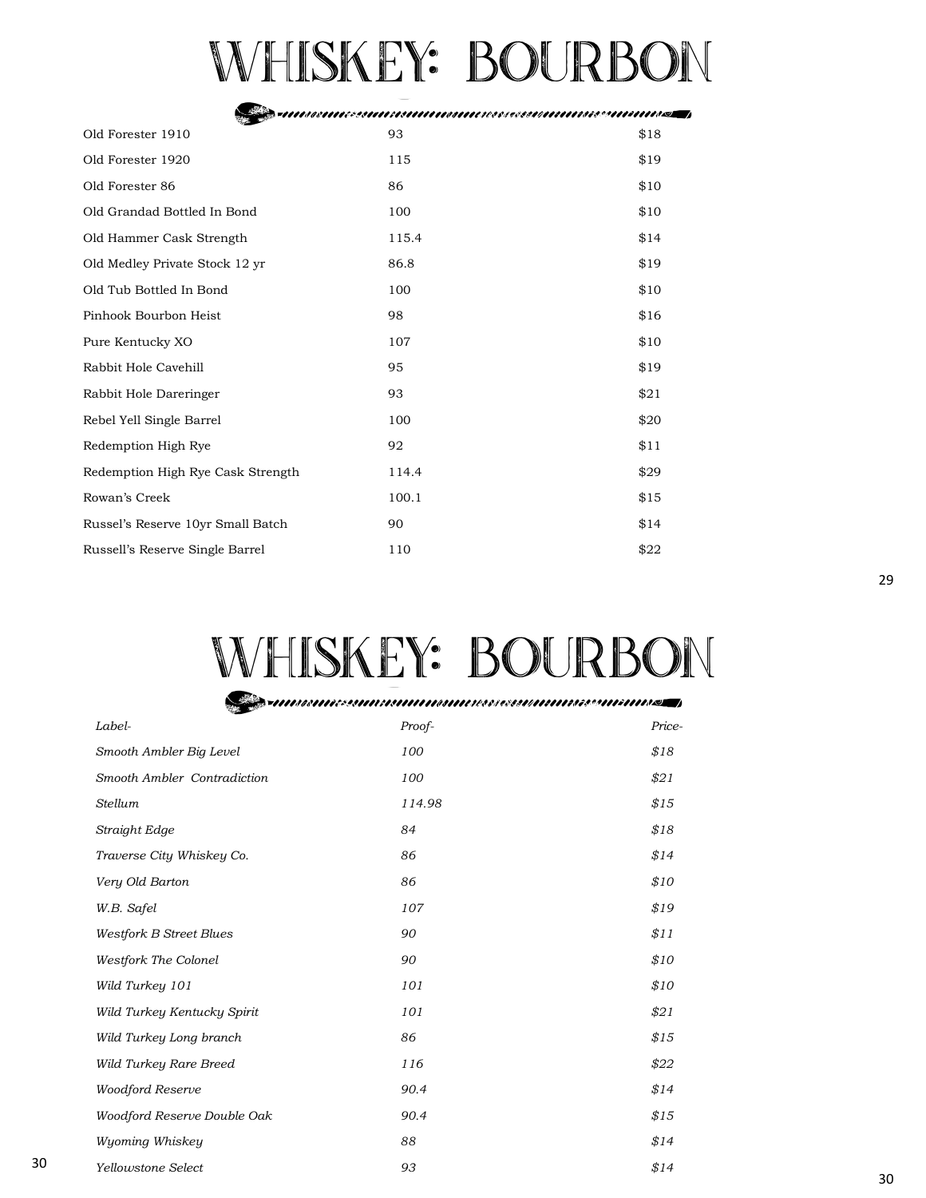# WHISKEY: BOURBON

| | | |
|---|---|---|
| Old Forester 1910 | 93 | $18 |
| Old Forester 1920 | 115 | $19 |
| Old Forester 86 | 86 | $10 |
| Old Grandad Bottled In Bond | 100 | $10 |
| Old Hammer Cask Strength | 115.4 | $14 |
| Old Medley Private Stock 12 yr | 86.8 | $19 |
| Old Tub Bottled In Bond | 100 | $10 |
| Pinhook Bourbon Heist | 98 | $16 |
| Pure Kentucky XO | 107 | $10 |
| Rabbit Hole Cavehill | 95 | $19 |
| Rabbit Hole Dareringer | 93 | $21 |
| Rebel Yell Single Barrel | 100 | $20 |
| Redemption High Rye | 92 | $11 |
| Redemption High Rye Cask Strength | 114.4 | $29 |
| Rowan's Creek | 100.1 | $15 |
| Russel's Reserve 10yr Small Batch | 90 | $14 |
| Russell's Reserve Single Barrel | 110 | $22 |

# WHISKEY: BOURBON

| *Label-* | *Proof-* | *Price-* |
|---|---|---|
| *Smooth Ambler Big Level* | *100* | *$18* |
| *Smooth Ambler Contradiction* | *100* | *$21* |
| *Stellum* | *114.98* | *$15* |
| *Straight Edge* | *84* | *$18* |
| *Traverse City Whiskey Co.* | *86* | *$14* |
| *Very Old Barton* | *86* | *$10* |
| *W.B. Safel* | *107* | *$19* |
| *Westfork B Street Blues* | *90* | *$11* |
| *Westfork The Colonel* | *90* | *$10* |
| *Wild Turkey 101* | *101* | *$10* |
| *Wild Turkey Kentucky Spirit* | *101* | *$21* |
| *Wild Turkey Long branch* | *86* | *$15* |
| *Wild Turkey Rare Breed* | *116* | *$22* |
| *Woodford Reserve* | *90.4* | *$14* |
| *Woodford Reserve Double Oak* | *90.4* | *$15* |
| *Wyoming Whiskey* | *88* | *$14* |
| *Yellowstone Select* | *93* | *$14* |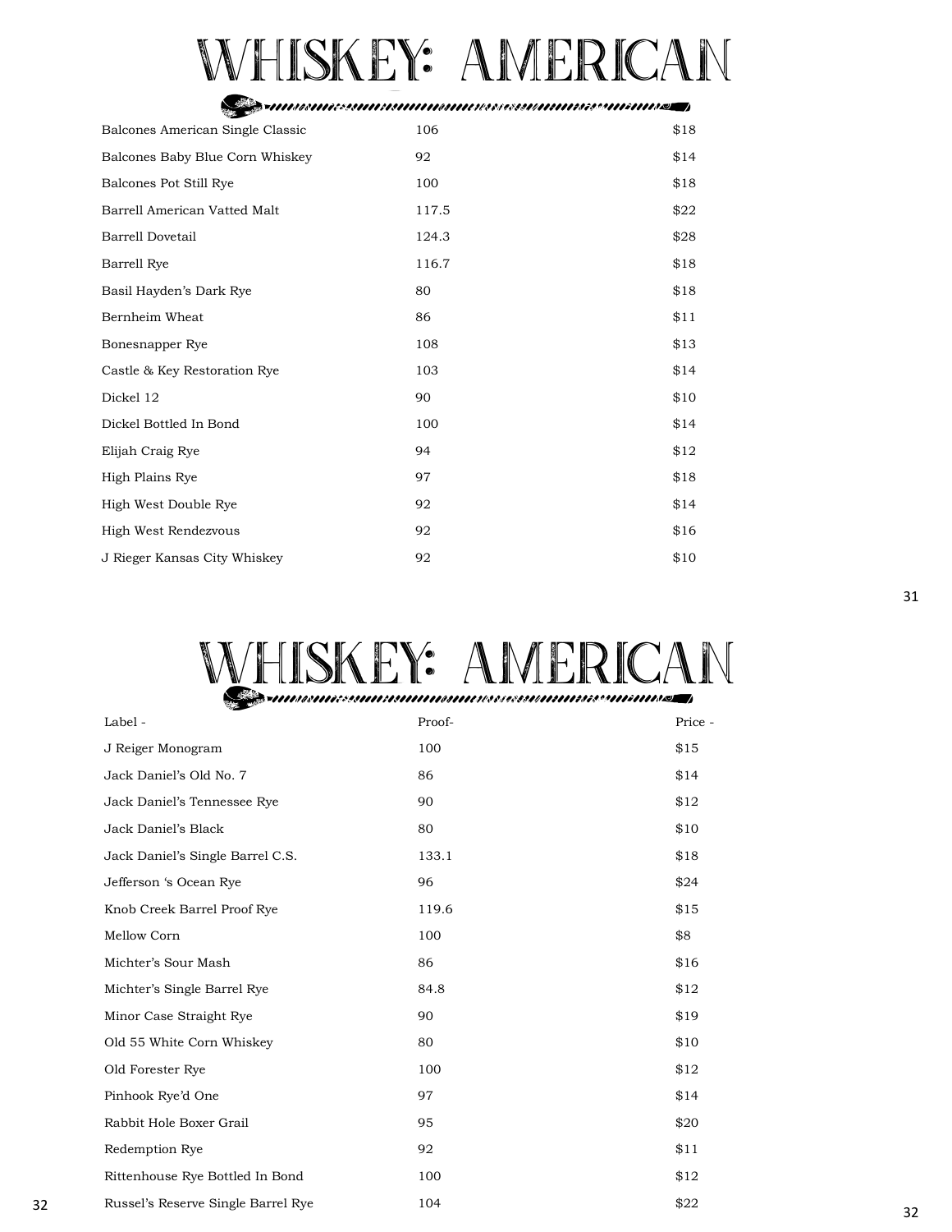# WHISKEY: AMERICAN

| | | |
|---|---|---|
| Balcones American Single Classic | 106 | $18 |
| Balcones Baby Blue Corn Whiskey | 92 | $14 |
| Balcones Pot Still Rye | 100 | $18 |
| Barrell American Vatted Malt | 117.5 | $22 |
| Barrell Dovetail | 124.3 | $28 |
| Barrell Rye | 116.7 | $18 |
| Basil Hayden's Dark Rye | 80 | $18 |
| Bernheim Wheat | 86 | $11 |
| Bonesnapper Rye | 108 | $13 |
| Castle & Key Restoration Rye | 103 | $14 |
| Dickel 12 | 90 | $10 |
| Dickel Bottled In Bond | 100 | $14 |
| Elijah Craig Rye | 94 | $12 |
| High Plains Rye | 97 | $18 |
| High West Double Rye | 92 | $14 |
| High West Rendezvous | 92 | $16 |
| J Rieger Kansas City Whiskey | 92 | $10 |

# WHISKEY: AMERICAN

| Label - | Proof- | Price - |
|---|---|---|
| J Reiger Monogram | 100 | $15 |
| Jack Daniel's Old No. 7 | 86 | $14 |
| Jack Daniel's Tennessee Rye | 90 | $12 |
| Jack Daniel's Black | 80 | $10 |
| Jack Daniel's Single Barrel C.S. | 133.1 | $18 |
| Jefferson 's Ocean Rye | 96 | $24 |
| Knob Creek Barrel Proof Rye | 119.6 | $15 |
| Mellow Corn | 100 | $8 |
| Michter's Sour Mash | 86 | $16 |
| Michter's Single Barrel Rye | 84.8 | $12 |
| Minor Case Straight Rye | 90 | $19 |
| Old 55 White Corn Whiskey | 80 | $10 |
| Old Forester Rye | 100 | $12 |
| Pinhook Rye'd One | 97 | $14 |
| Rabbit Hole Boxer Grail | 95 | $20 |
| Redemption Rye | 92 | $11 |
| Rittenhouse Rye Bottled In Bond | 100 | $12 |
| Russel's Reserve Single Barrel Rye | 104 | $22 |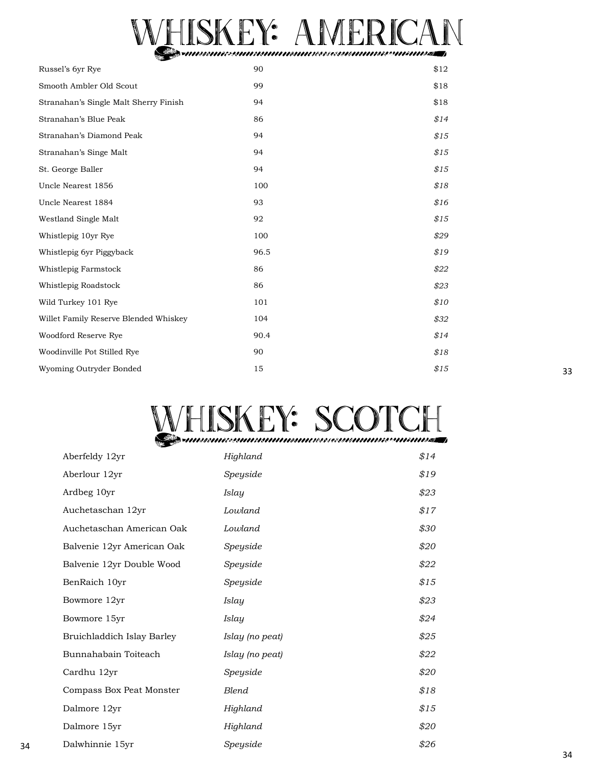# WHISKEY: AMERICAN

| | | |
|---|---|---|
| Russel's 6yr Rye | 90 | $12 |
| Smooth Ambler Old Scout | 99 | $18 |
| Stranahan's Single Malt Sherry Finish | 94 | $18 |
| Stranahan's Blue Peak | 86 | *$14* |
| Stranahan's Diamond Peak | 94 | *$15* |
| Stranahan's Singe Malt | 94 | *$15* |
| St. George Baller | 94 | *$15* |
| Uncle Nearest 1856 | 100 | *$18* |
| Uncle Nearest 1884 | 93 | *$16* |
| Westland Single Malt | 92 | *$15* |
| Whistlepig 10yr Rye | 100 | *$29* |
| Whistlepig 6yr Piggyback | 96.5 | *$19* |
| Whistlepig Farmstock | 86 | *$22* |
| Whistlepig Roadstock | 86 | *$23* |
| Wild Turkey 101 Rye | 101 | *$10* |
| Willet Family Reserve Blended Whiskey | 104 | *$32* |
| Woodford Reserve Rye | 90.4 | *$14* |
| Woodinville Pot Stilled Rye | 90 | *$18* |
| Wyoming Outryder Bonded | 15 | *$15* |

# WHISKEY: SCOTCH

| | | |
|---|---|---|
| Aberfeldy 12yr | *Highland* | *$14* |
| Aberlour 12yr | *Speyside* | *$19* |
| Ardbeg 10yr | *Islay* | *$23* |
| Auchetaschan 12yr | *Lowland* | *$17* |
| Auchetaschan American Oak | *Lowland* | *$30* |
| Balvenie 12yr American Oak | *Speyside* | *$20* |
| Balvenie 12yr Double Wood | *Speyside* | *$22* |
| BenRaich 10yr | *Speyside* | *$15* |
| Bowmore 12yr | *Islay* | *$23* |
| Bowmore 15yr | *Islay* | *$24* |
| Bruichladdich Islay Barley | *Islay (no peat)* | *$25* |
| Bunnahabain Toiteach | *Islay (no peat)* | *$22* |
| Cardhu 12yr | *Speyside* | *$20* |
| Compass Box Peat Monster | *Blend* | *$18* |
| Dalmore 12yr | *Highland* | *$15* |
| Dalmore 15yr | *Highland* | *$20* |
| Dalwhinnie 15yr | *Speyside* | *$26* |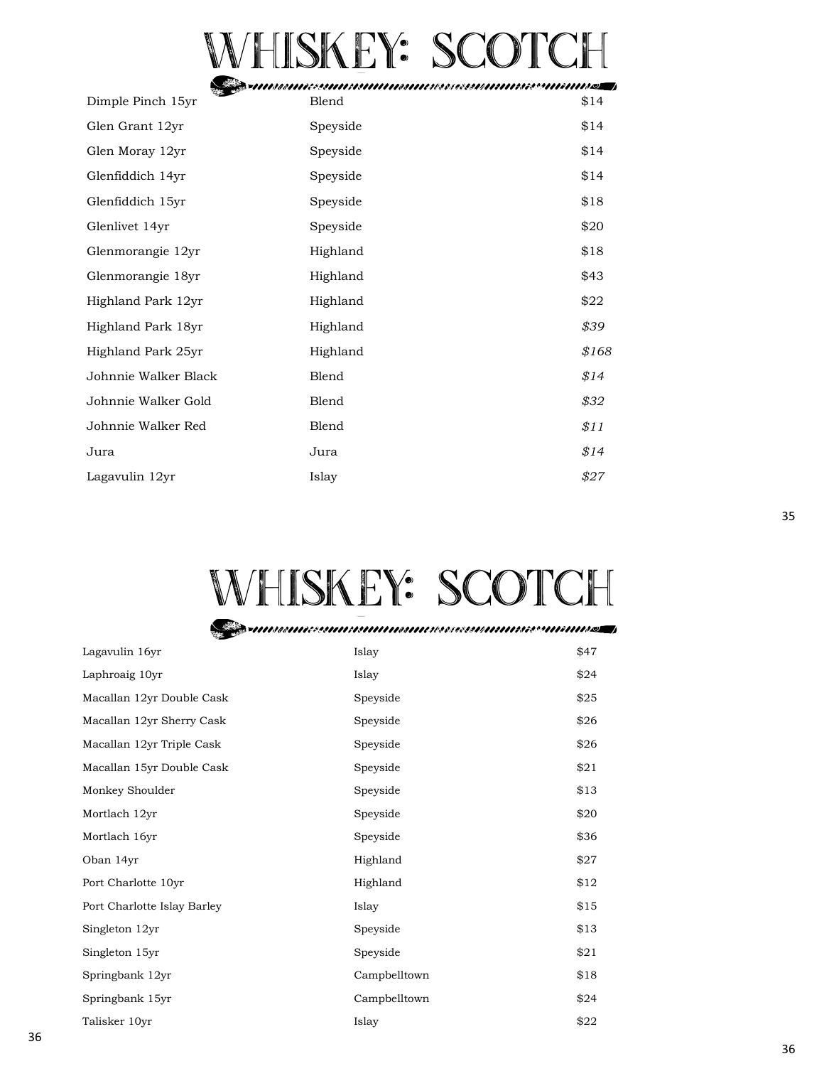# WHISKEY: SCOTCH

| | | |
|---|---|---|
| Dimple Pinch 15yr | Blend | $14 |
| Glen Grant 12yr | Speyside | $14 |
| Glen Moray 12yr | Speyside | $14 |
| Glenfiddich 14yr | Speyside | $14 |
| Glenfiddich 15yr | Speyside | $18 |
| Glenlivet 14yr | Speyside | $20 |
| Glenmorangie 12yr | Highland | $18 |
| Glenmorangie 18yr | Highland | $43 |
| Highland Park 12yr | Highland | $22 |
| Highland Park 18yr | Highland | *$39* |
| Highland Park 25yr | Highland | *$168* |
| Johnnie Walker Black | Blend | *$14* |
| Johnnie Walker Gold | Blend | *$32* |
| Johnnie Walker Red | Blend | *$11* |
| Jura | Jura | *$14* |
| Lagavulin 12yr | Islay | *$27* |

# WHISKEY: SCOTCH

| | | |
|---|---|---|
| Lagavulin 16yr | Islay | $47 |
| Laphroaig 10yr | Islay | $24 |
| Macallan 12yr Double Cask | Speyside | $25 |
| Macallan 12yr Sherry Cask | Speyside | $26 |
| Macallan 12yr Triple Cask | Speyside | $26 |
| Macallan 15yr Double Cask | Speyside | $21 |
| Monkey Shoulder | Speyside | $13 |
| Mortlach 12yr | Speyside | $20 |
| Mortlach 16yr | Speyside | $36 |
| Oban 14yr | Highland | $27 |
| Port Charlotte 10yr | Highland | $12 |
| Port Charlotte Islay Barley | Islay | $15 |
| Singleton 12yr | Speyside | $13 |
| Singleton 15yr | Speyside | $21 |
| Springbank 12yr | Campbelltown | $18 |
| Springbank 15yr | Campbelltown | $24 |
| Talisker 10yr | Islay | $22 |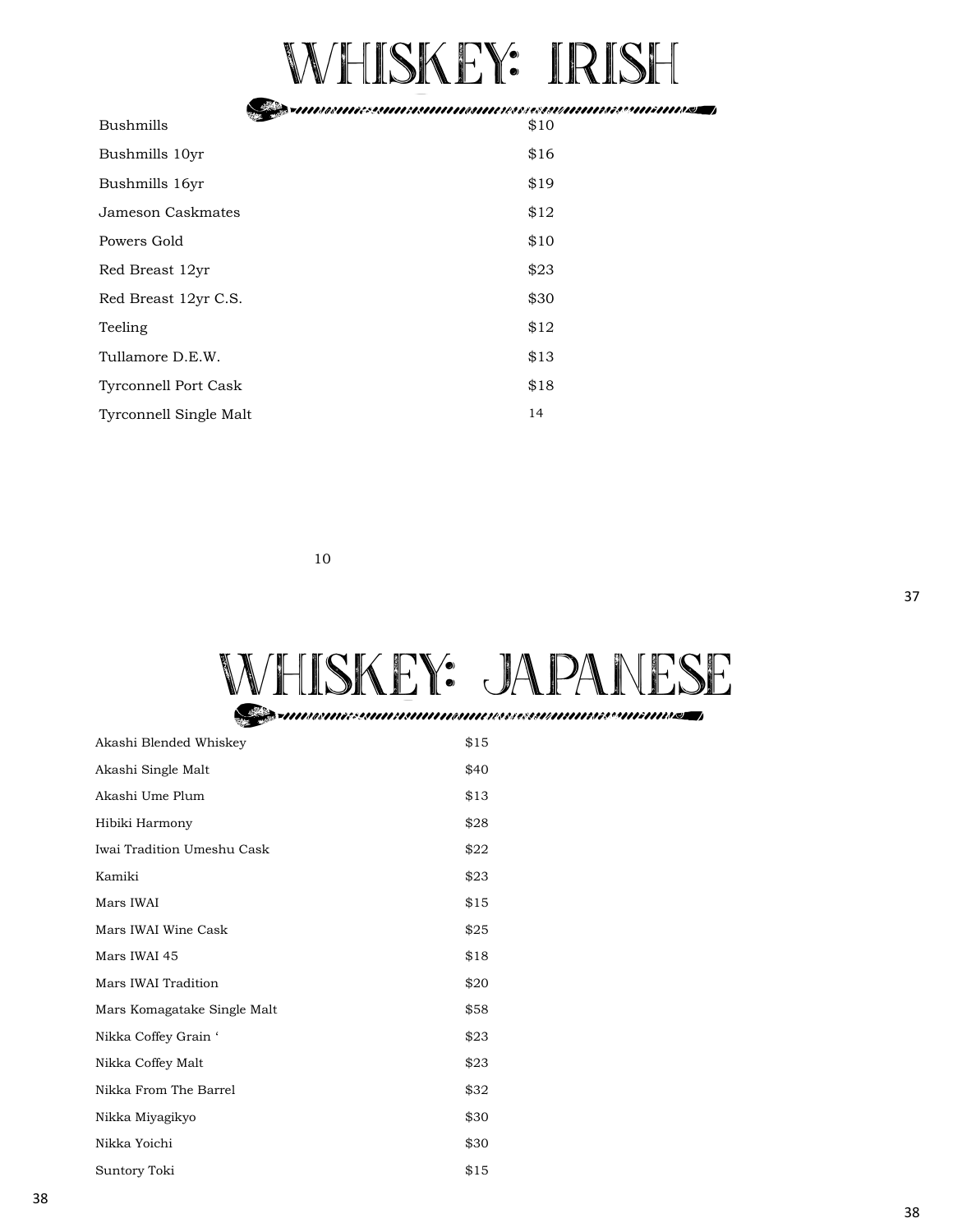# WHISKEY: IRISH

| | |
|---|---|
| Bushmills | $10 |
| Bushmills 10yr | $16 |
| Bushmills 16yr | $19 |
| Jameson Caskmates | $12 |
| Powers Gold | $10 |
| Red Breast 12yr | $23 |
| Red Breast 12yr C.S. | $30 |
| Teeling | $12 |
| Tullamore D.E.W. | $13 |
| Tyrconnell Port Cask | $18 |
| Tyrconnell Single Malt | 14 |

10

# WHISKEY: JAPANESE

| | |
|---|---|
| Akashi Blended Whiskey | $15 |
| Akashi Single Malt | $40 |
| Akashi Ume Plum | $13 |
| Hibiki Harmony | $28 |
| Iwai Tradition Umeshu Cask | $22 |
| Kamiki | $23 |
| Mars IWAI | $15 |
| Mars IWAI Wine Cask | $25 |
| Mars IWAI 45 | $18 |
| Mars IWAI Tradition | $20 |
| Mars Komagatake Single Malt | $58 |
| Nikka Coffey Grain ' | $23 |
| Nikka Coffey Malt | $23 |
| Nikka From The Barrel | $32 |
| Nikka Miyagikyo | $30 |
| Nikka Yoichi | $30 |
| Suntory Toki | $15 |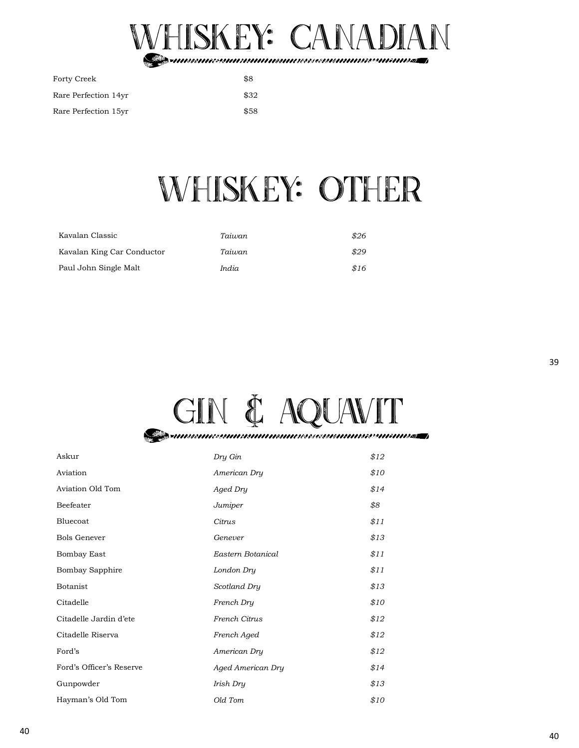# WHISKEY: CANADIAN

| | |
|---|---|
| Forty Creek | $8 |
| Rare Perfection 14yr | $32 |
| Rare Perfection 15yr | $58 |

# WHISKEY: OTHER

| | | |
|---|---|---|
| Kavalan Classic | *Taiwan* | *$26* |
| Kavalan King Car Conductor | *Taiwan* | *$29* |
| Paul John Single Malt | *India* | *$16* |

# GIN & AQUAVIT

| | | |
|---|---|---|
| Askur | *Dry Gin* | *$12* |
| Aviation | *American Dry* | *$10* |
| Aviation Old Tom | *Aged Dry* | *$14* |
| Beefeater | *Jumiper* | *$8* |
| Bluecoat | *Citrus* | *$11* |
| Bols Genever | *Genever* | *$13* |
| Bombay East | *Eastern Botanical* | *$11* |
| Bombay Sapphire | *London Dry* | *$11* |
| Botanist | *Scotland Dry* | *$13* |
| Citadelle | *French Dry* | *$10* |
| Citadelle Jardin d'ete | *French Citrus* | *$12* |
| Citadelle Riserva | *French Aged* | *$12* |
| Ford's | *American Dry* | *$12* |
| Ford's Officer's Reserve | *Aged American Dry* | *$14* |
| Gunpowder | *Irish Dry* | *$13* |
| Hayman's Old Tom | *Old Tom* | *$10* |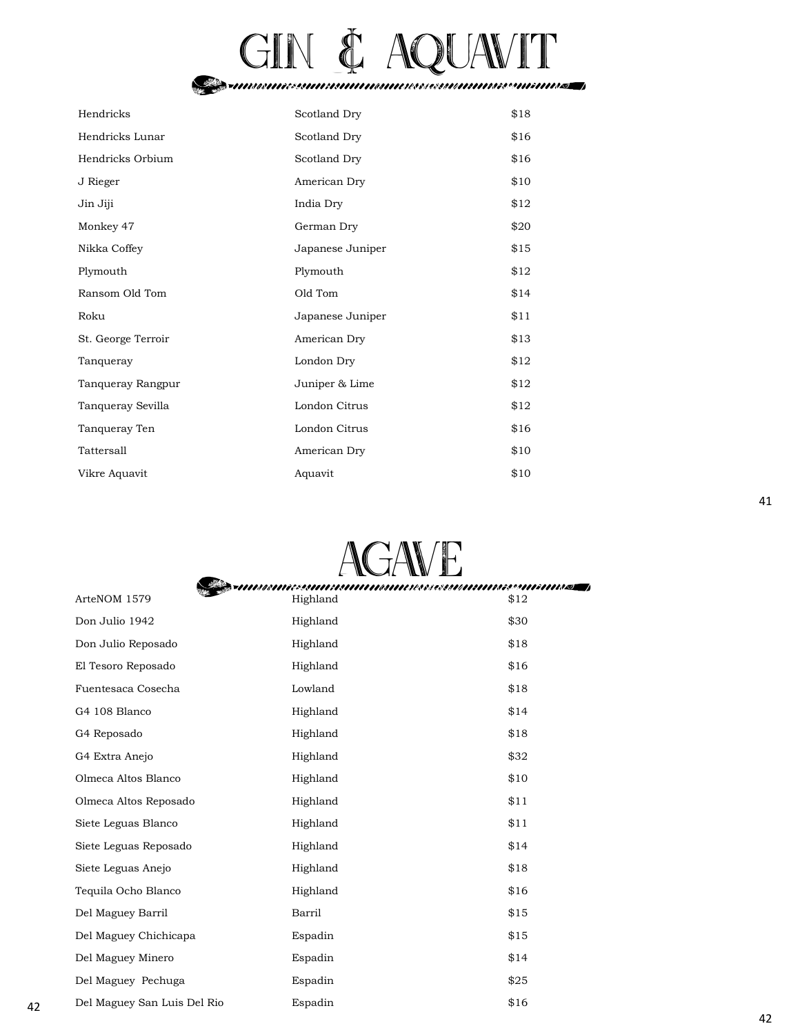# GIN & AQUAVIT

| | | |
|---|---|---|
| Hendricks | Scotland Dry | $18 |
| Hendricks Lunar | Scotland Dry | $16 |
| Hendricks Orbium | Scotland Dry | $16 |
| J Rieger | American Dry | $10 |
| Jin Jiji | India Dry | $12 |
| Monkey 47 | German Dry | $20 |
| Nikka Coffey | Japanese Juniper | $15 |
| Plymouth | Plymouth | $12 |
| Ransom Old Tom | Old Tom | $14 |
| Roku | Japanese Juniper | $11 |
| St. George Terroir | American Dry | $13 |
| Tanqueray | London Dry | $12 |
| Tanqueray Rangpur | Juniper & Lime | $12 |
| Tanqueray Sevilla | London Citrus | $12 |
| Tanqueray Ten | London Citrus | $16 |
| Tattersall | American Dry | $10 |
| Vikre Aquavit | Aquavit | $10 |

# AGAVE

| | | |
|---|---|---|
| ArteNOM 1579 | Highland | $12 |
| Don Julio 1942 | Highland | $30 |
| Don Julio Reposado | Highland | $18 |
| El Tesoro Reposado | Highland | $16 |
| Fuentesaca Cosecha | Lowland | $18 |
| G4 108 Blanco | Highland | $14 |
| G4 Reposado | Highland | $18 |
| G4 Extra Anejo | Highland | $32 |
| Olmeca Altos Blanco | Highland | $10 |
| Olmeca Altos Reposado | Highland | $11 |
| Siete Leguas Blanco | Highland | $11 |
| Siete Leguas Reposado | Highland | $14 |
| Siete Leguas Anejo | Highland | $18 |
| Tequila Ocho Blanco | Highland | $16 |
| Del Maguey Barril | Barril | $15 |
| Del Maguey Chichicapa | Espadin | $15 |
| Del Maguey Minero | Espadin | $14 |
| Del Maguey Pechuga | Espadin | $25 |
| Del Maguey San Luis Del Rio | Espadin | $16 |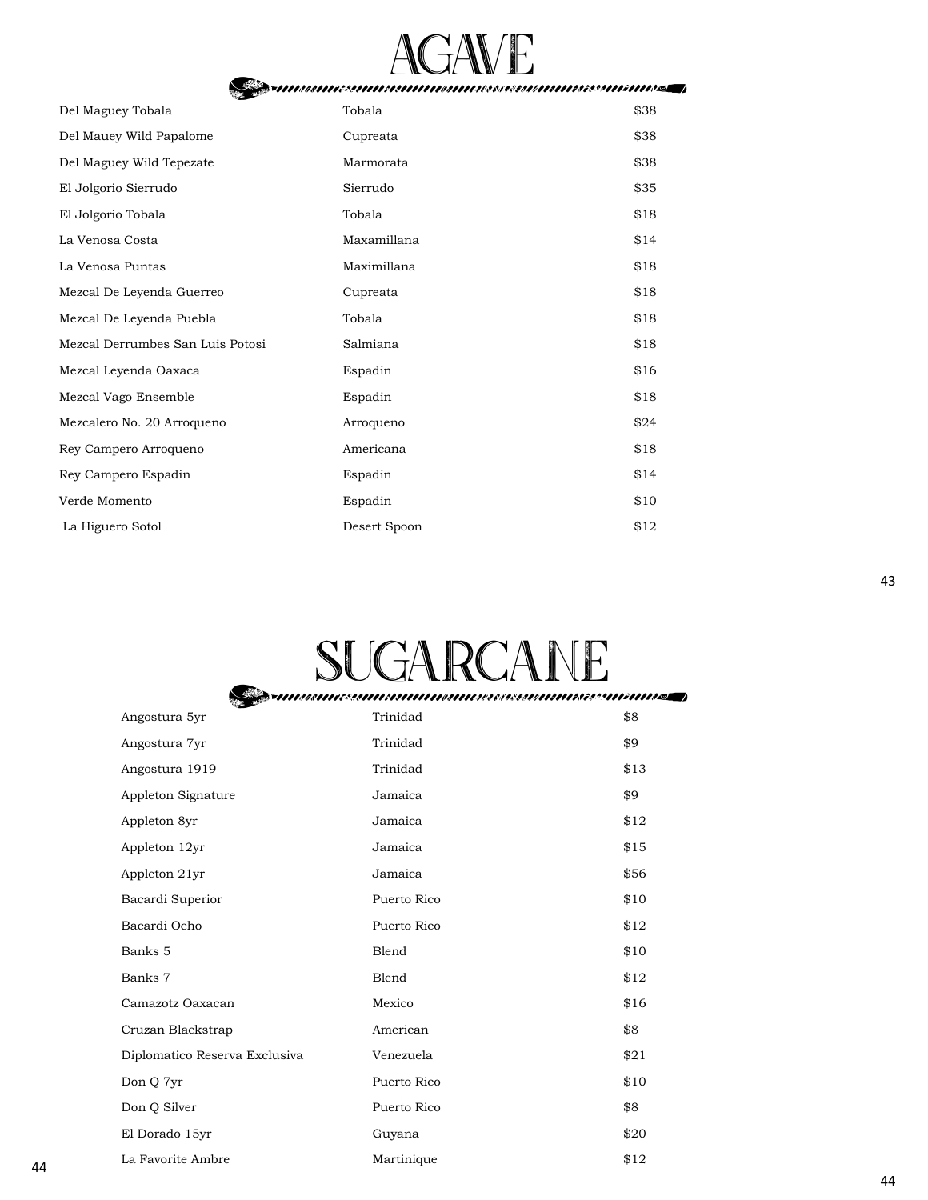# AGAVE

| | | |
|---|---|---|
| Del Maguey Tobala | Tobala | $38 |
| Del Mauey Wild Papalome | Cupreata | $38 |
| Del Maguey Wild Tepezate | Marmorata | $38 |
| El Jolgorio Sierrudo | Sierrudo | $35 |
| El Jolgorio Tobala | Tobala | $18 |
| La Venosa Costa | Maxamillana | $14 |
| La Venosa Puntas | Maximillana | $18 |
| Mezcal De Leyenda Guerreo | Cupreata | $18 |
| Mezcal De Leyenda Puebla | Tobala | $18 |
| Mezcal Derrumbes San Luis Potosi | Salmiana | $18 |
| Mezcal Leyenda Oaxaca | Espadin | $16 |
| Mezcal Vago Ensemble | Espadin | $18 |
| Mezcalero No. 20 Arroqueno | Arroqueno | $24 |
| Rey Campero Arroqueno | Americana | $18 |
| Rey Campero Espadin | Espadin | $14 |
| Verde Momento | Espadin | $10 |
| La Higuero Sotol | Desert Spoon | $12 |

# SUGARCANE

| | | |
|---|---|---|
| Angostura 5yr | Trinidad | $8 |
| Angostura 7yr | Trinidad | $9 |
| Angostura 1919 | Trinidad | $13 |
| Appleton Signature | Jamaica | $9 |
| Appleton 8yr | Jamaica | $12 |
| Appleton 12yr | Jamaica | $15 |
| Appleton 21yr | Jamaica | $56 |
| Bacardi Superior | Puerto Rico | $10 |
| Bacardi Ocho | Puerto Rico | $12 |
| Banks 5 | Blend | $10 |
| Banks 7 | Blend | $12 |
| Camazotz Oaxacan | Mexico | $16 |
| Cruzan Blackstrap | American | $8 |
| Diplomatico Reserva Exclusiva | Venezuela | $21 |
| Don Q 7yr | Puerto Rico | $10 |
| Don Q Silver | Puerto Rico | $8 |
| El Dorado 15yr | Guyana | $20 |
| La Favorite Ambre | Martinique | $12 |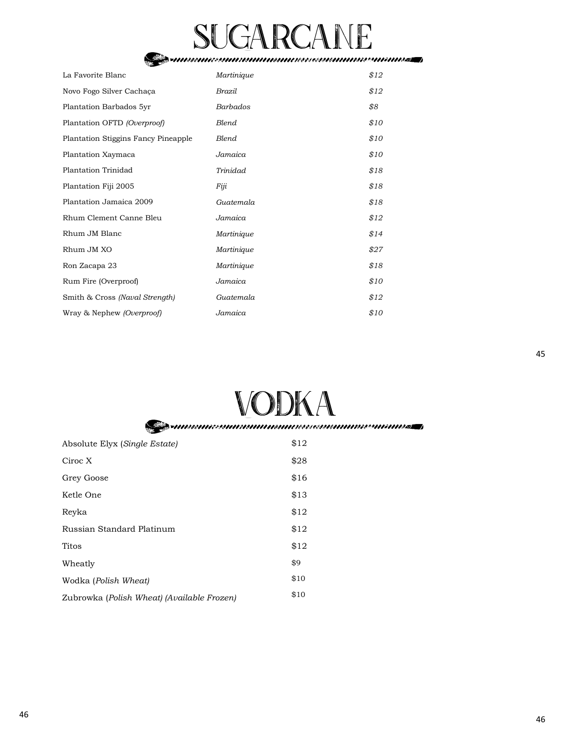# SUGARCANE

| | | |
|---|---|---|
| La Favorite Blanc | *Martinique* | *$12* |
| Novo Fogo Silver Cachaça | *Brazil* | *$12* |
| Plantation Barbados 5yr | *Barbados* | *$8* |
| Plantation OFTD *(Overproof)* | *Blend* | *$10* |
| Plantation Stiggins Fancy Pineapple | *Blend* | *$10* |
| Plantation Xaymaca | *Jamaica* | *$10* |
| Plantation Trinidad | *Trinidad* | *$18* |
| Plantation Fiji 2005 | *Fiji* | *$18* |
| Plantation Jamaica 2009 | *Guatemala* | *$18* |
| Rhum Clement Canne Bleu | *Jamaica* | *$12* |
| Rhum JM Blanc | *Martinique* | *$14* |
| Rhum JM XO | *Martinique* | *$27* |
| Ron Zacapa 23 | *Martinique* | *$18* |
| Rum Fire (Overproof) | *Jamaica* | *$10* |
| Smith & Cross *(Naval Strength)* | *Guatemala* | *$12* |
| Wray & Nephew *(Overproof)* | *Jamaica* | *$10* |

# VODKA

| | |
|---|---|
| Absolute Elyx (*Single Estate)* | $12 |
| Ciroc X | $28 |
| Grey Goose | $16 |
| Ketle One | $13 |
| Reyka | $12 |
| Russian Standard Platinum | $12 |
| Titos | $12 |
| Wheatly | $9 |
| Wodka (*Polish Wheat)* | $10 |
| Zubrowka (*Polish Wheat) (Available Frozen)* | $10 |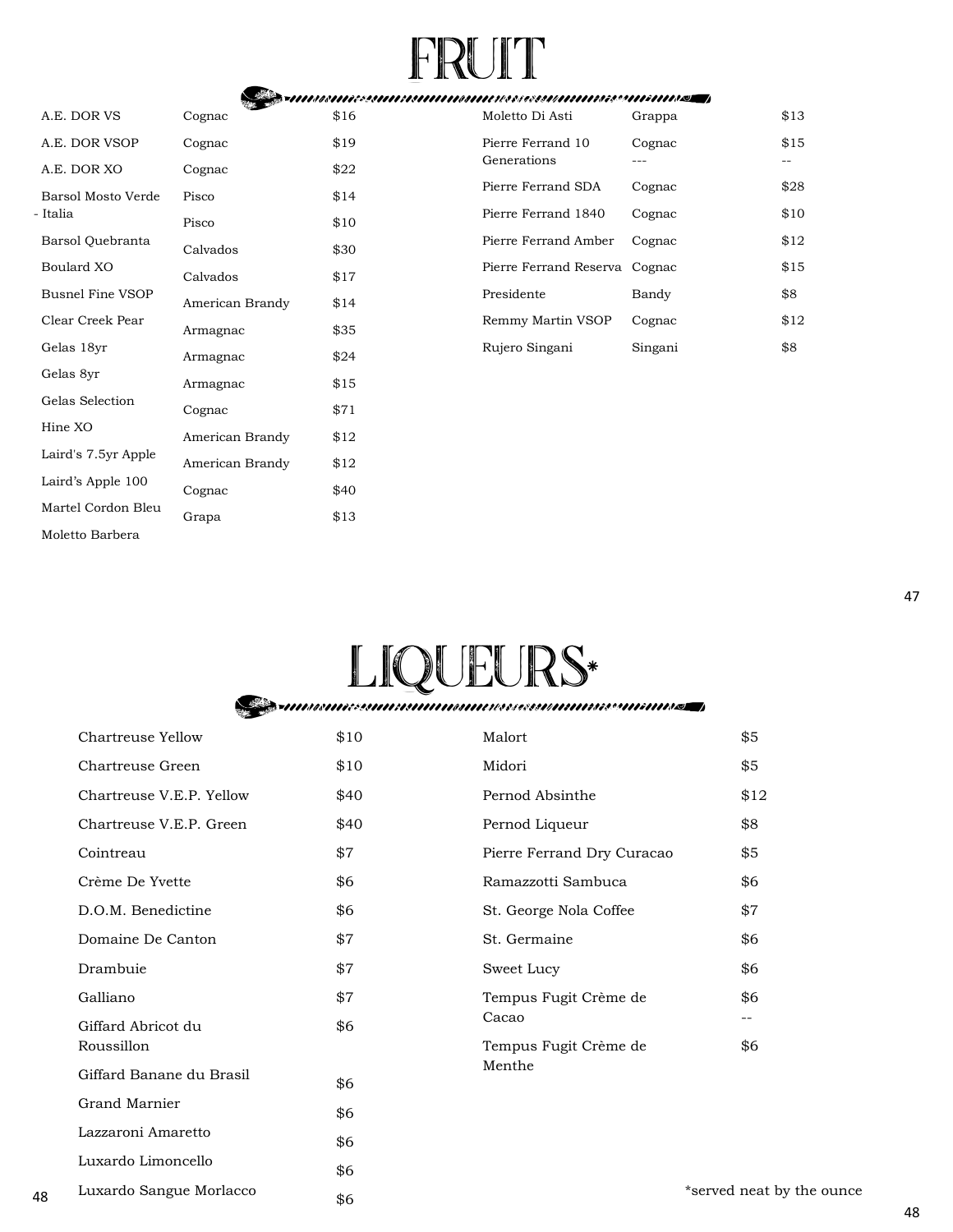# FRUIT

| Name | Type | Price |
|---|---|---|
| A.E. DOR VS | Cognac | $16 |
| A.E. DOR VSOP | Cognac | $19 |
| A.E. DOR XO | Cognac | $22 |
| Barsol Mosto Verde - Italia | Pisco | $14 |
| Barsol Quebranta | Pisco | $10 |
| Boulard XO | Calvados | $30 |
| Busnel Fine VSOP | Calvados | $17 |
| Clear Creek Pear | American Brandy | $14 |
| Gelas 18yr | Armagnac | $35 |
| Gelas 8yr | Armagnac | $24 |
| Gelas Selection | Armagnac | $15 |
| Hine XO | Cognac | $71 |
| Laird's 7.5yr Apple | American Brandy | $12 |
| Laird's Apple 100 | American Brandy | $12 |
| Martel Cordon Bleu | Cognac | $40 |
| Moletto Barbera | Grapa | $13 |
| Moletto Di Asti | Grappa | $13 |
| Pierre Ferrand 10 Generations | Cognac | $15 |
| Pierre Ferrand SDA | Cognac | $28 |
| Pierre Ferrand 1840 | Cognac | $10 |
| Pierre Ferrand Amber | Cognac | $12 |
| Pierre Ferrand Reserva | Cognac | $15 |
| Presidente | Bandy | $8 |
| Remmy Martin VSOP | Cognac | $12 |
| Rujero Singani | Singani | $8 |

# LIQUEURS*

| Name | Price |
|---|---|
| Chartreuse Yellow | $10 |
| Chartreuse Green | $10 |
| Chartreuse V.E.P. Yellow | $40 |
| Chartreuse V.E.P. Green | $40 |
| Cointreau | $7 |
| Crème De Yvette | $6 |
| D.O.M. Benedictine | $6 |
| Domaine De Canton | $7 |
| Drambuie | $7 |
| Galliano | $7 |
| Giffard Abricot du Roussillon | $6 |
| Giffard Banane du Brasil | $6 |
| Grand Marnier | $6 |
| Lazzaroni Amaretto | $6 |
| Luxardo Limoncello | $6 |
| Luxardo Sangue Morlacco | $6 |
| Malort | $5 |
| Midori | $5 |
| Pernod Absinthe | $12 |
| Pernod Liqueur | $8 |
| Pierre Ferrand Dry Curacao | $5 |
| Ramazzotti Sambuca | $6 |
| St. George Nola Coffee | $7 |
| St. Germaine | $6 |
| Sweet Lucy | $6 |
| Tempus Fugit Crème de Cacao | $6 |
| Tempus Fugit Crème de Menthe | $6 |

*served neat by the ounce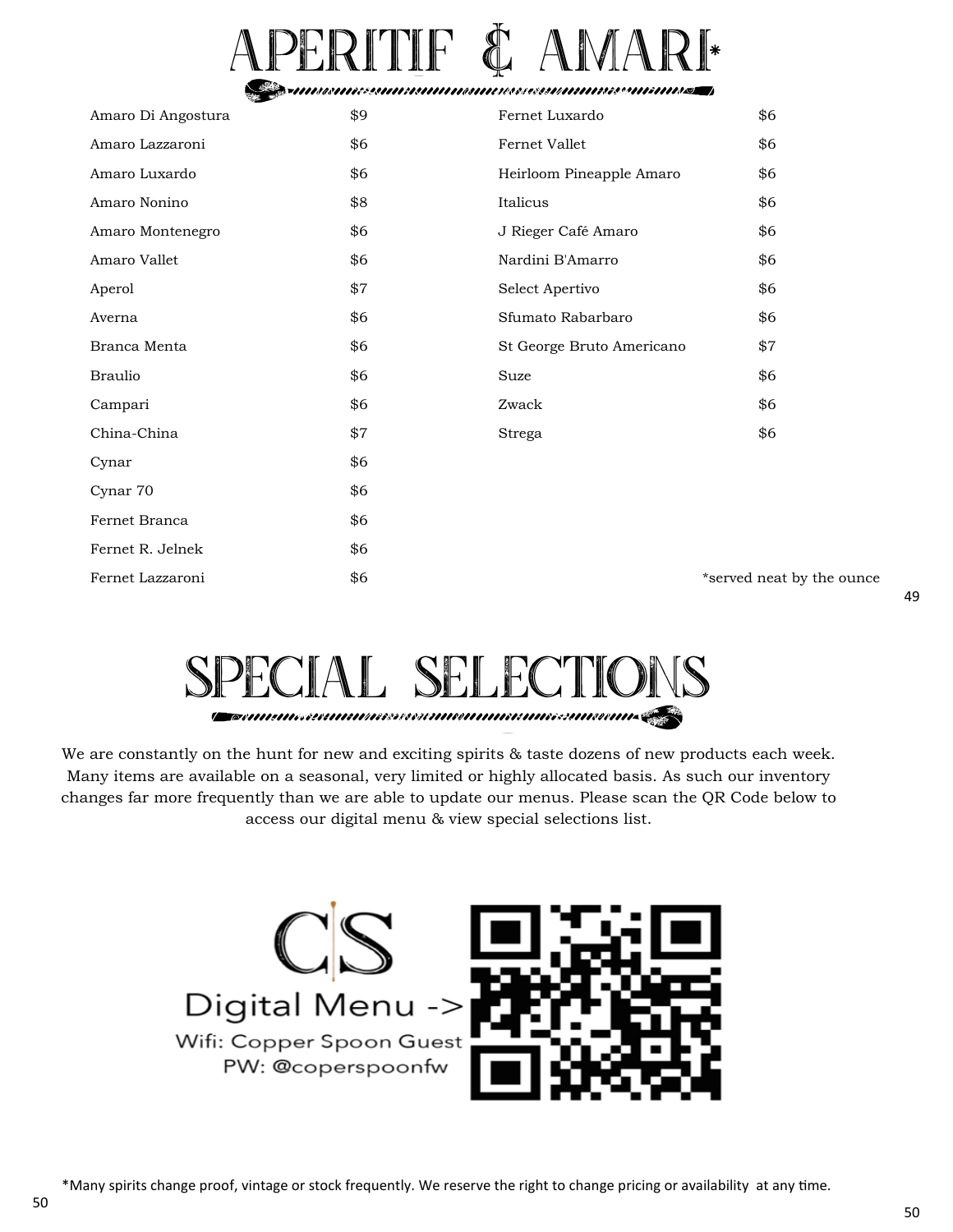# APERITIF & AMARI*

| Item | Price | Item | Price |
|---|---|---|---|
| Amaro Di Angostura | $9 | Fernet Luxardo | $6 |
| Amaro Lazzaroni | $6 | Fernet Vallet | $6 |
| Amaro Luxardo | $6 | Heirloom Pineapple Amaro | $6 |
| Amaro Nonino | $8 | Italicus | $6 |
| Amaro Montenegro | $6 | J Rieger Café Amaro | $6 |
| Amaro Vallet | $6 | Nardini B'Amarro | $6 |
| Aperol | $7 | Select Apertivo | $6 |
| Averna | $6 | Sfumato Rabarbaro | $6 |
| Branca Menta | $6 | St George Bruto Americano | $7 |
| Braulio | $6 | Suze | $6 |
| Campari | $6 | Zwack | $6 |
| China-China | $7 | Strega | $6 |
| Cynar | $6 | | |
| Cynar 70 | $6 | | |
| Fernet Branca | $6 | | |
| Fernet R. Jelnek | $6 | | |
| Fernet Lazzaroni | $6 | | |

*served neat by the ounce

# SPECIAL SELECTIONS

We are constantly on the hunt for new and exciting spirits & taste dozens of new products each week. Many items are available on a seasonal, very limited or highly allocated basis. As such our inventory changes far more frequently than we are able to update our menus. Please scan the QR Code below to access our digital menu & view special selections list.

CS

Digital Menu ->

Wifi: Copper Spoon Guest

PW: @coperspoonfw

*Many spirits change proof, vintage or stock frequently. We reserve the right to change pricing or availability at any time.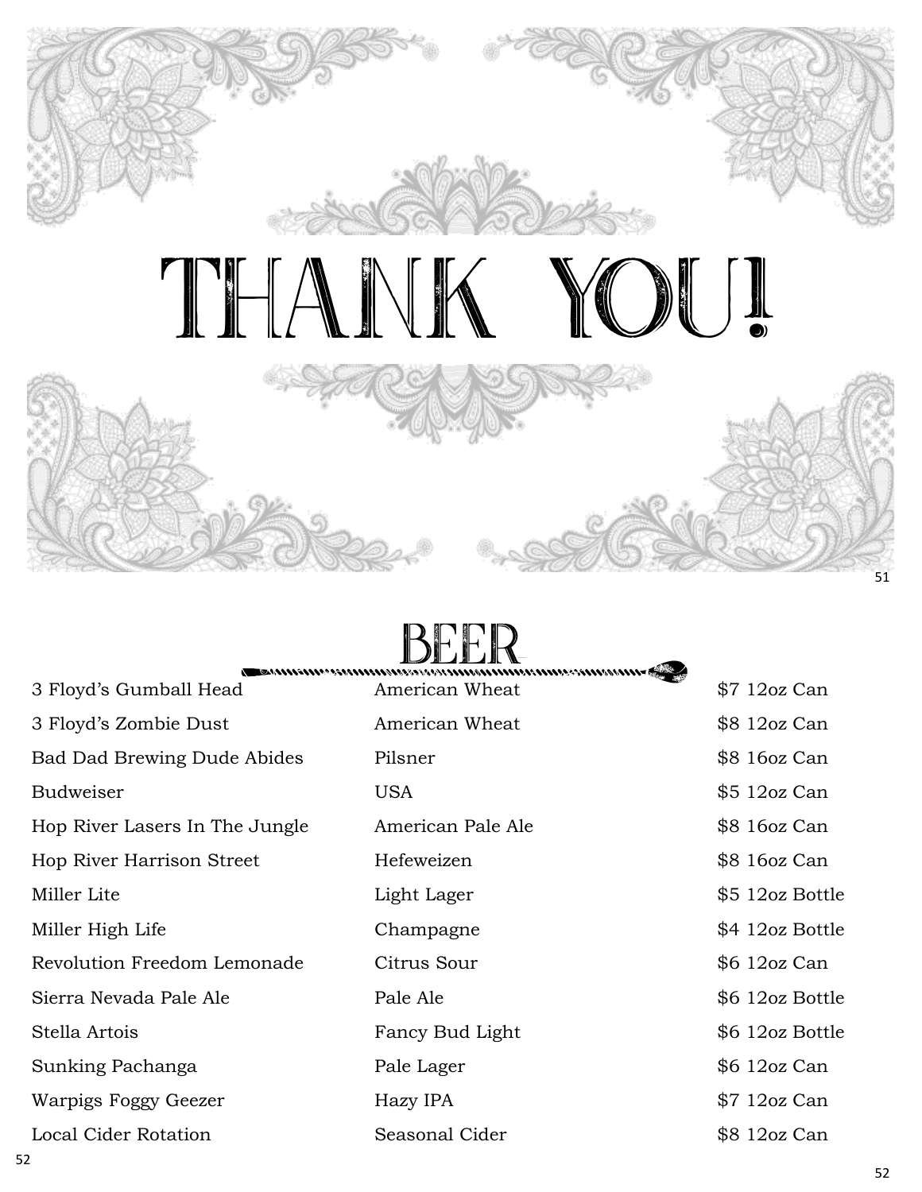# THANK YOU!

## BEER

| | | |
|---|---|---|
| 3 Floyd's Gumball Head | American Wheat | $7 12oz Can |
| 3 Floyd's Zombie Dust | American Wheat | $8 12oz Can |
| Bad Dad Brewing Dude Abides | Pilsner | $8 16oz Can |
| Budweiser | USA | $5 12oz Can |
| Hop River Lasers In The Jungle | American Pale Ale | $8 16oz Can |
| Hop River Harrison Street | Hefeweizen | $8 16oz Can |
| Miller Lite | Light Lager | $5 12oz Bottle |
| Miller High Life | Champagne | $4 12oz Bottle |
| Revolution Freedom Lemonade | Citrus Sour | $6 12oz Can |
| Sierra Nevada Pale Ale | Pale Ale | $6 12oz Bottle |
| Stella Artois | Fancy Bud Light | $6 12oz Bottle |
| Sunking Pachanga | Pale Lager | $6 12oz Can |
| Warpigs Foggy Geezer | Hazy IPA | $7 12oz Can |
| Local Cider Rotation | Seasonal Cider | $8 12oz Can |